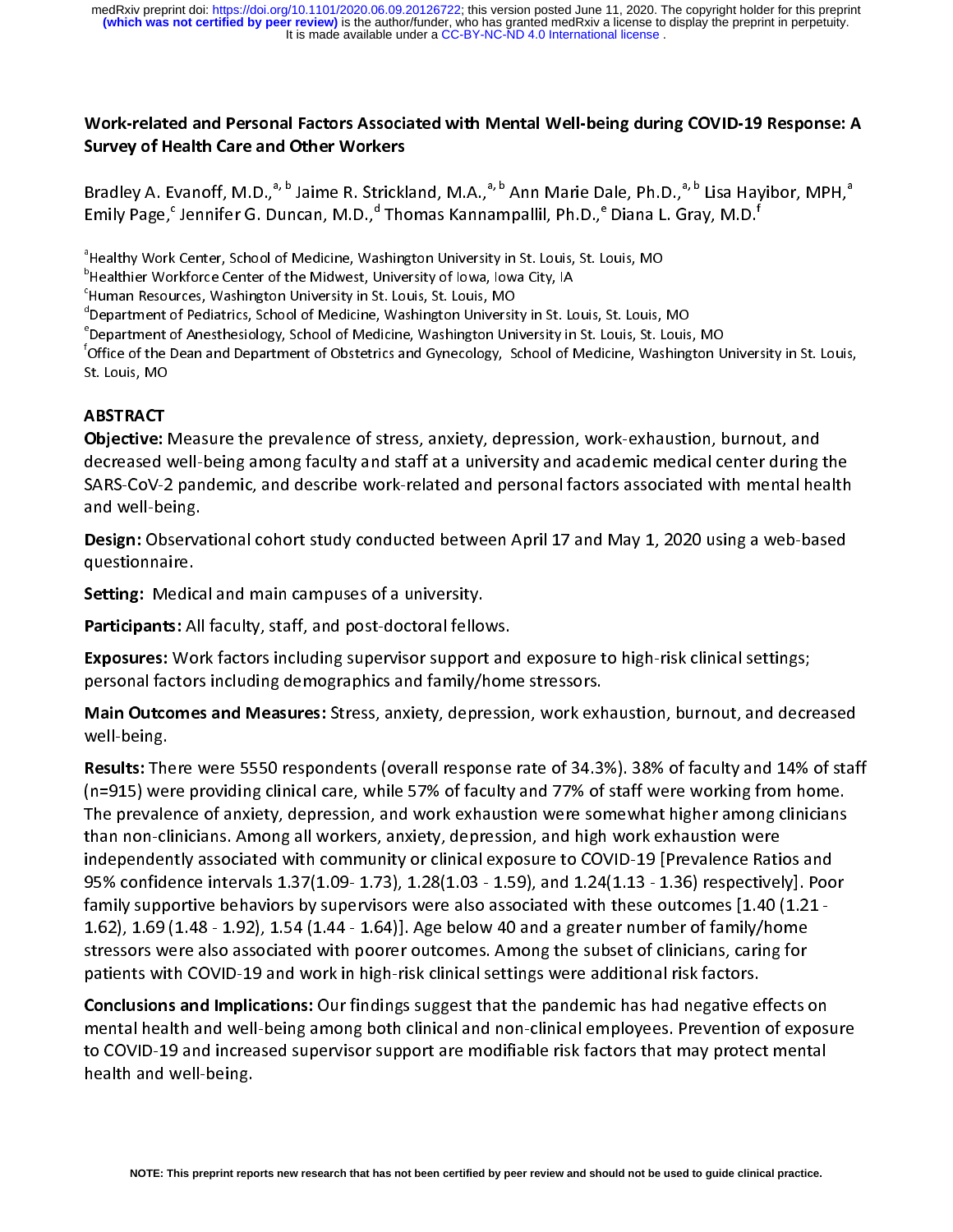# Work-related and Personal Factors Associated with Mental Well-being during COVID-19 Response: A Survey of Health Care and Other Workers

Bradley A. Evanoff, M.D.,[a, b] Jaime R. Strickland, M.A.,[a, b] Ann Marie Dale, Ph.D.,[a, b] Lisa Hayibor, MPH,[a] Emily Page,[c] Jennifer G. Duncan, M.D.,[d] Thomas Kannampallil, Ph.D.,[e] Diana L. Gray, M.D.[f]

[a]Healthy Work Center, School of Medicine, Washington University in St. Louis, St. Louis, MO
[b]Healthier Workforce Center of the Midwest, University of Iowa, Iowa City, IA
[c]Human Resources, Washington University in St. Louis, St. Louis, MO
[d]Department of Pediatrics, School of Medicine, Washington University in St. Louis, St. Louis, MO
[e]Department of Anesthesiology, School of Medicine, Washington University in St. Louis, St. Louis, MO
[f]Office of the Dean and Department of Obstetrics and Gynecology, School of Medicine, Washington University in St. Louis, St. Louis, MO

## ABSTRACT

**Objective:** Measure the prevalence of stress, anxiety, depression, work-exhaustion, burnout, and decreased well-being among faculty and staff at a university and academic medical center during the SARS-CoV-2 pandemic, and describe work-related and personal factors associated with mental health and well-being.

**Design:** Observational cohort study conducted between April 17 and May 1, 2020 using a web-based questionnaire.

**Setting:** Medical and main campuses of a university.

**Participants:** All faculty, staff, and post-doctoral fellows.

**Exposures:** Work factors including supervisor support and exposure to high-risk clinical settings; personal factors including demographics and family/home stressors.

**Main Outcomes and Measures:** Stress, anxiety, depression, work exhaustion, burnout, and decreased well-being.

**Results:** There were 5550 respondents (overall response rate of 34.3%). 38% of faculty and 14% of staff (n=915) were providing clinical care, while 57% of faculty and 77% of staff were working from home. The prevalence of anxiety, depression, and work exhaustion were somewhat higher among clinicians than non-clinicians. Among all workers, anxiety, depression, and high work exhaustion were independently associated with community or clinical exposure to COVID-19 [Prevalence Ratios and 95% confidence intervals 1.37(1.09- 1.73), 1.28(1.03 - 1.59), and 1.24(1.13 - 1.36) respectively]. Poor family supportive behaviors by supervisors were also associated with these outcomes [1.40 (1.21 - 1.62), 1.69 (1.48 - 1.92), 1.54 (1.44 - 1.64)]. Age below 40 and a greater number of family/home stressors were also associated with poorer outcomes. Among the subset of clinicians, caring for patients with COVID-19 and work in high-risk clinical settings were additional risk factors.

**Conclusions and Implications:** Our findings suggest that the pandemic has had negative effects on mental health and well-being among both clinical and non-clinical employees. Prevention of exposure to COVID-19 and increased supervisor support are modifiable risk factors that may protect mental health and well-being.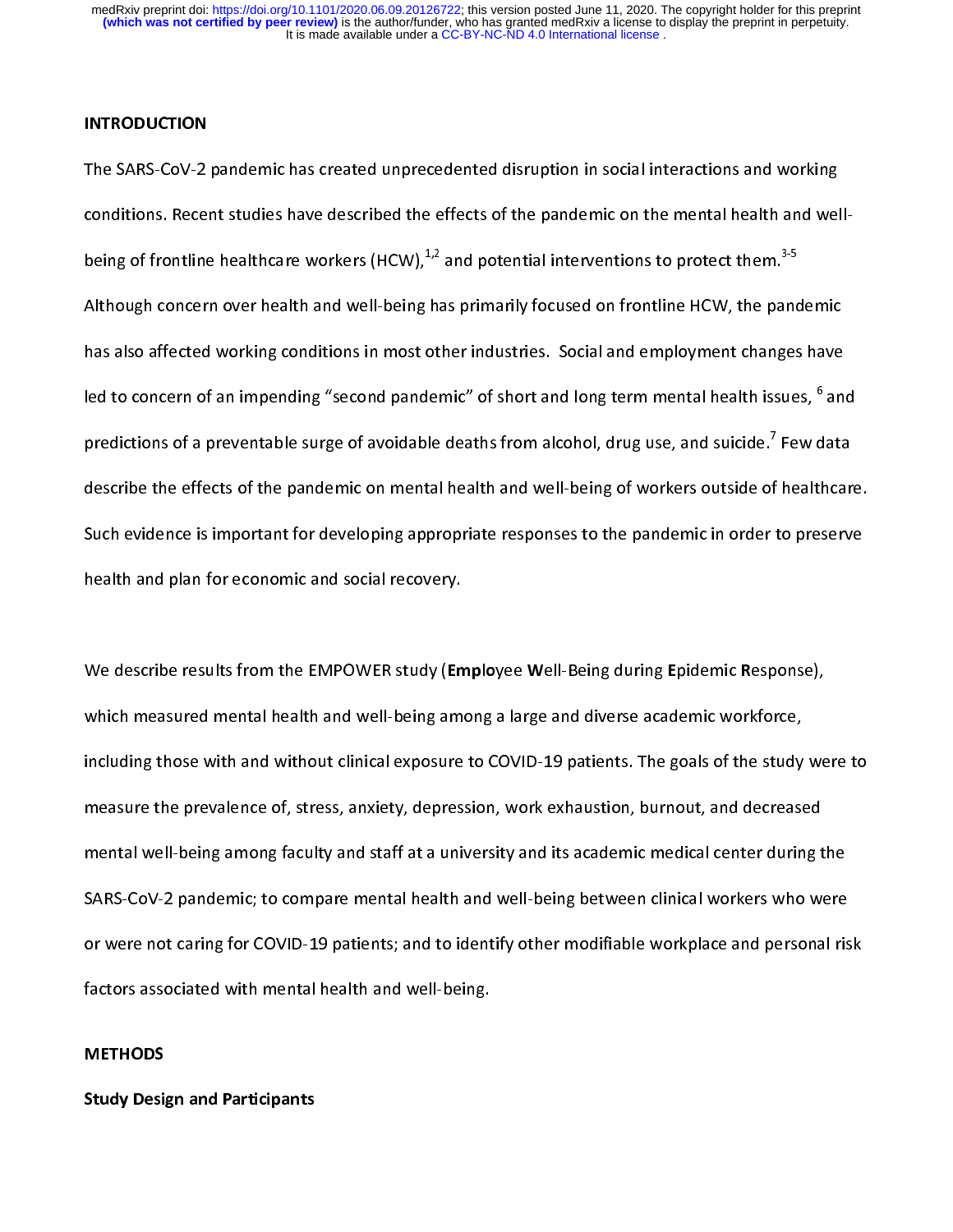## INTRODUCTION

The SARS-CoV-2 pandemic has created unprecedented disruption in social interactions and working conditions. Recent studies have described the effects of the pandemic on the mental health and well-being of frontline healthcare workers (HCW),[1,2] and potential interventions to protect them.[3-5] Although concern over health and well-being has primarily focused on frontline HCW, the pandemic has also affected working conditions in most other industries. Social and employment changes have led to concern of an impending "second pandemic" of short and long term mental health issues, [6] and predictions of a preventable surge of avoidable deaths from alcohol, drug use, and suicide.[7] Few data describe the effects of the pandemic on mental health and well-being of workers outside of healthcare. Such evidence is important for developing appropriate responses to the pandemic in order to preserve health and plan for economic and social recovery.

We describe results from the EMPOWER study (**Emplo**yee **W**ell-Being during **E**pidemic **R**esponse), which measured mental health and well-being among a large and diverse academic workforce, including those with and without clinical exposure to COVID-19 patients. The goals of the study were to measure the prevalence of, stress, anxiety, depression, work exhaustion, burnout, and decreased mental well-being among faculty and staff at a university and its academic medical center during the SARS-CoV-2 pandemic; to compare mental health and well-being between clinical workers who were or were not caring for COVID-19 patients; and to identify other modifiable workplace and personal risk factors associated with mental health and well-being.

## METHODS

### Study Design and Participants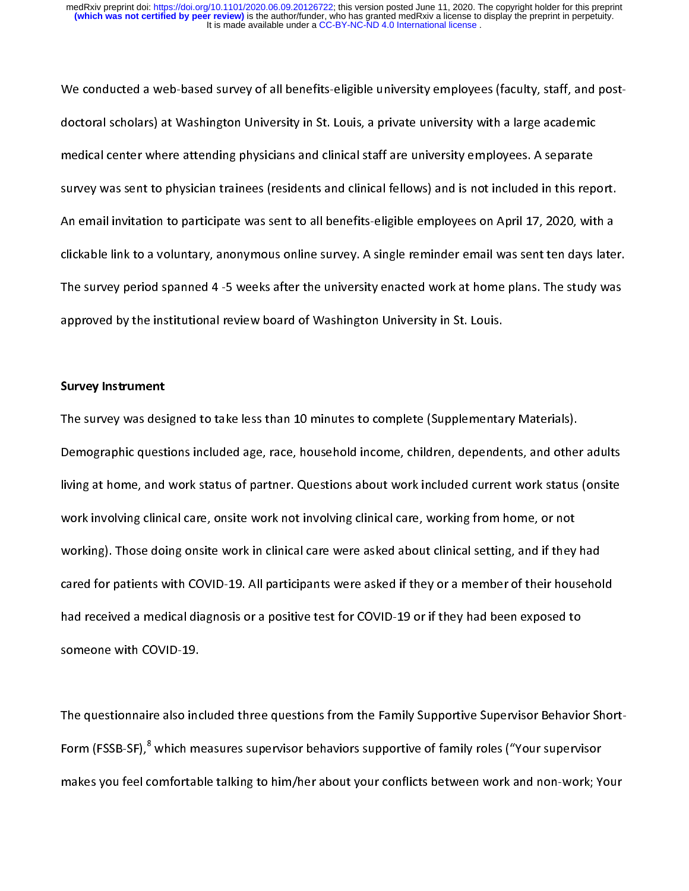We conducted a web-based survey of all benefits-eligible university employees (faculty, staff, and post-doctoral scholars) at Washington University in St. Louis, a private university with a large academic medical center where attending physicians and clinical staff are university employees. A separate survey was sent to physician trainees (residents and clinical fellows) and is not included in this report. An email invitation to participate was sent to all benefits-eligible employees on April 17, 2020, with a clickable link to a voluntary, anonymous online survey. A single reminder email was sent ten days later. The survey period spanned 4 -5 weeks after the university enacted work at home plans. The study was approved by the institutional review board of Washington University in St. Louis.

**Survey Instrument**

The survey was designed to take less than 10 minutes to complete (Supplementary Materials). Demographic questions included age, race, household income, children, dependents, and other adults living at home, and work status of partner. Questions about work included current work status (onsite work involving clinical care, onsite work not involving clinical care, working from home, or not working). Those doing onsite work in clinical care were asked about clinical setting, and if they had cared for patients with COVID-19. All participants were asked if they or a member of their household had received a medical diagnosis or a positive test for COVID-19 or if they had been exposed to someone with COVID-19.

The questionnaire also included three questions from the Family Supportive Supervisor Behavior Short-Form (FSSB-SF),[8] which measures supervisor behaviors supportive of family roles ("Your supervisor makes you feel comfortable talking to him/her about your conflicts between work and non-work; Your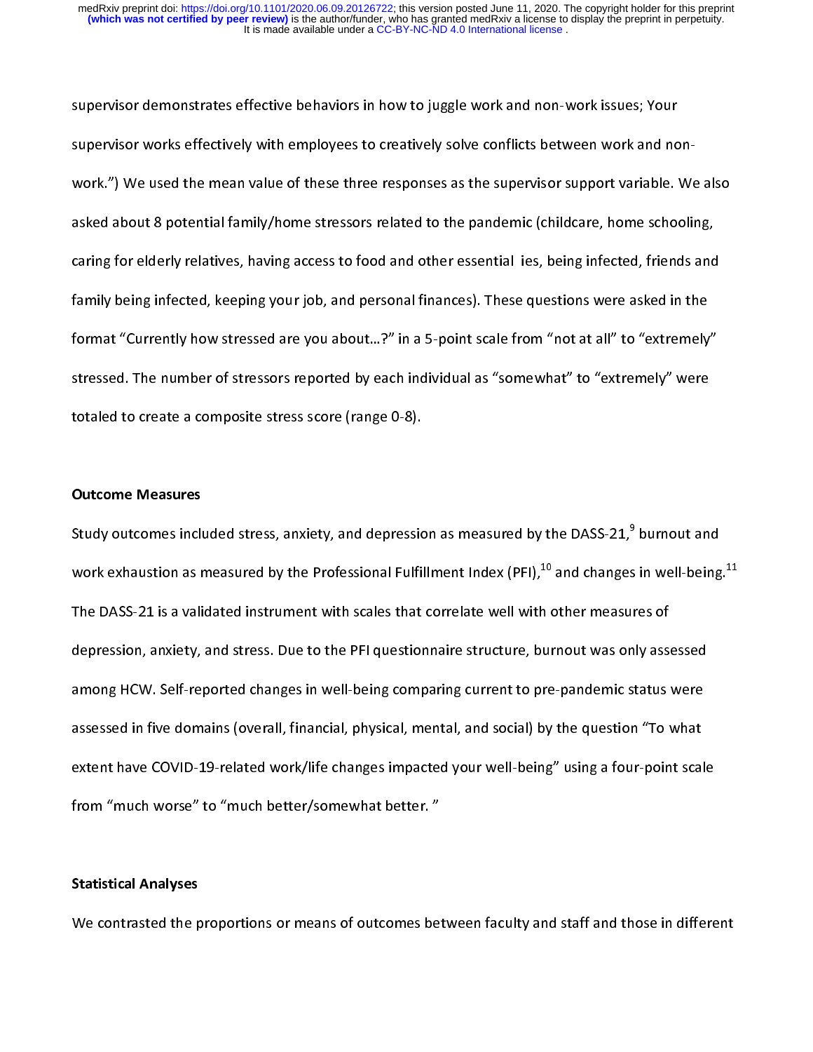supervisor demonstrates effective behaviors in how to juggle work and non-work issues; Your supervisor works effectively with employees to creatively solve conflicts between work and non-work.") We used the mean value of these three responses as the supervisor support variable. We also asked about 8 potential family/home stressors related to the pandemic (childcare, home schooling, caring for elderly relatives, having access to food and other essential ies, being infected, friends and family being infected, keeping your job, and personal finances). These questions were asked in the format "Currently how stressed are you about...?" in a 5-point scale from "not at all" to "extremely" stressed. The number of stressors reported by each individual as "somewhat" to "extremely" were totaled to create a composite stress score (range 0-8).

**Outcome Measures**

Study outcomes included stress, anxiety, and depression as measured by the DASS-21,[9] burnout and work exhaustion as measured by the Professional Fulfillment Index (PFI),[10] and changes in well-being.[11] The DASS-21 is a validated instrument with scales that correlate well with other measures of depression, anxiety, and stress. Due to the PFI questionnaire structure, burnout was only assessed among HCW. Self-reported changes in well-being comparing current to pre-pandemic status were assessed in five domains (overall, financial, physical, mental, and social) by the question "To what extent have COVID-19-related work/life changes impacted your well-being" using a four-point scale from "much worse" to "much better/somewhat better."

**Statistical Analyses**

We contrasted the proportions or means of outcomes between faculty and staff and those in different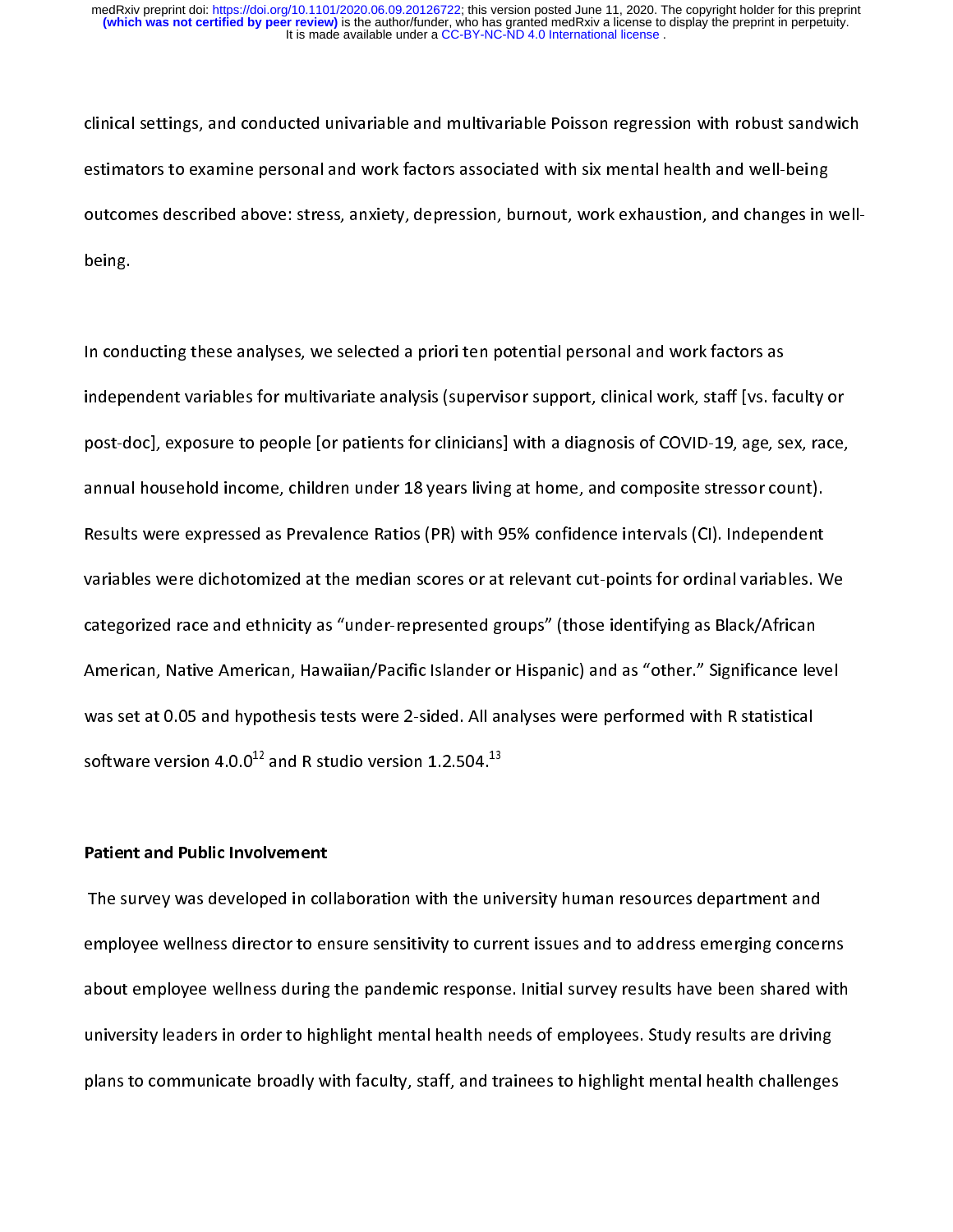clinical settings, and conducted univariable and multivariable Poisson regression with robust sandwich estimators to examine personal and work factors associated with six mental health and well-being outcomes described above: stress, anxiety, depression, burnout, work exhaustion, and changes in well-being.

In conducting these analyses, we selected a priori ten potential personal and work factors as independent variables for multivariate analysis (supervisor support, clinical work, staff [vs. faculty or post-doc], exposure to people [or patients for clinicians] with a diagnosis of COVID-19, age, sex, race, annual household income, children under 18 years living at home, and composite stressor count). Results were expressed as Prevalence Ratios (PR) with 95% confidence intervals (CI). Independent variables were dichotomized at the median scores or at relevant cut-points for ordinal variables. We categorized race and ethnicity as "under-represented groups" (those identifying as Black/African American, Native American, Hawaiian/Pacific Islander or Hispanic) and as "other." Significance level was set at 0.05 and hypothesis tests were 2-sided. All analyses were performed with R statistical software version 4.0.0[12] and R studio version 1.2.504.[13]

## Patient and Public Involvement

The survey was developed in collaboration with the university human resources department and employee wellness director to ensure sensitivity to current issues and to address emerging concerns about employee wellness during the pandemic response. Initial survey results have been shared with university leaders in order to highlight mental health needs of employees. Study results are driving plans to communicate broadly with faculty, staff, and trainees to highlight mental health challenges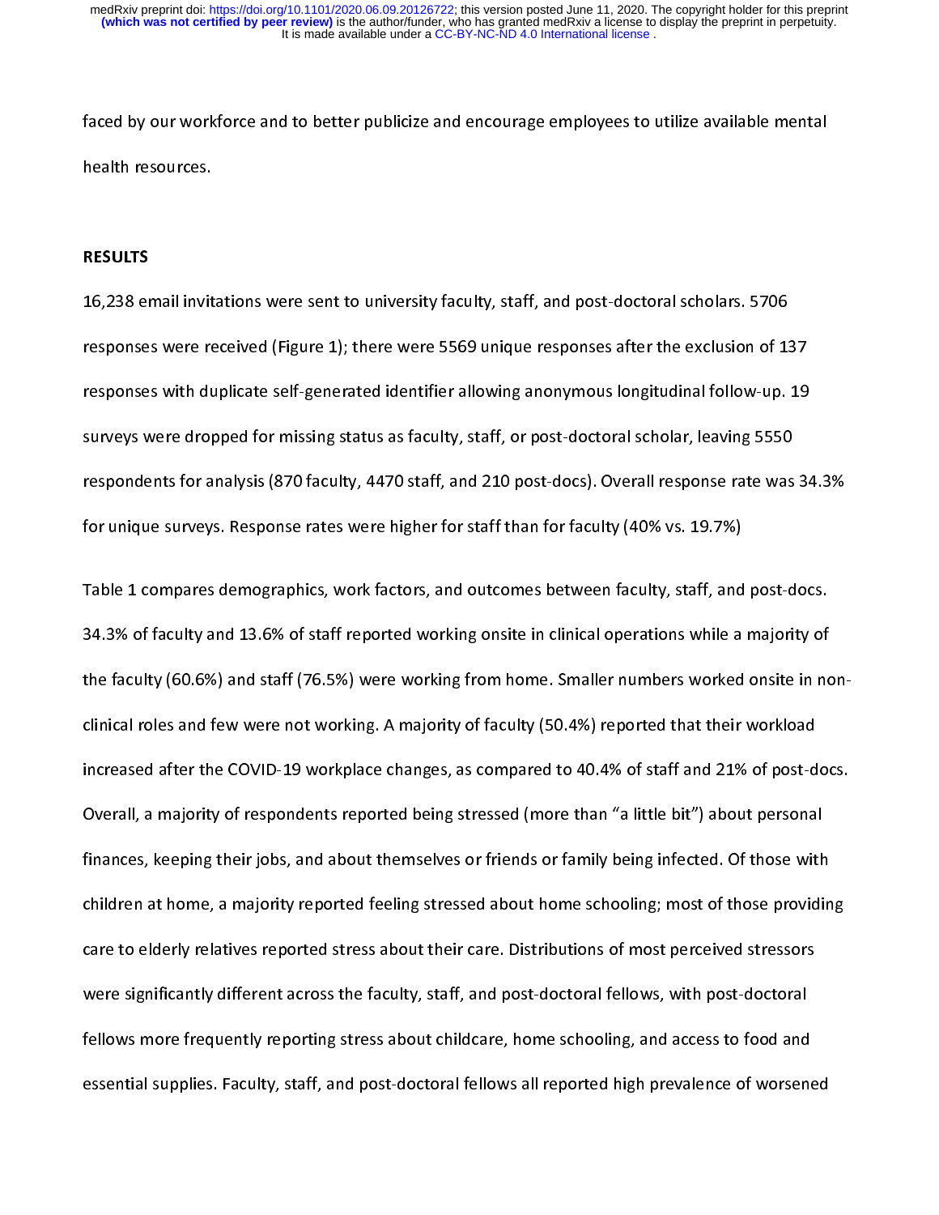faced by our workforce and to better publicize and encourage employees to utilize available mental health resources.

## RESULTS

16,238 email invitations were sent to university faculty, staff, and post-doctoral scholars. 5706 responses were received (Figure 1); there were 5569 unique responses after the exclusion of 137 responses with duplicate self-generated identifier allowing anonymous longitudinal follow-up. 19 surveys were dropped for missing status as faculty, staff, or post-doctoral scholar, leaving 5550 respondents for analysis (870 faculty, 4470 staff, and 210 post-docs). Overall response rate was 34.3% for unique surveys. Response rates were higher for staff than for faculty (40% vs. 19.7%)

Table 1 compares demographics, work factors, and outcomes between faculty, staff, and post-docs. 34.3% of faculty and 13.6% of staff reported working onsite in clinical operations while a majority of the faculty (60.6%) and staff (76.5%) were working from home. Smaller numbers worked onsite in non-clinical roles and few were not working. A majority of faculty (50.4%) reported that their workload increased after the COVID-19 workplace changes, as compared to 40.4% of staff and 21% of post-docs. Overall, a majority of respondents reported being stressed (more than "a little bit") about personal finances, keeping their jobs, and about themselves or friends or family being infected. Of those with children at home, a majority reported feeling stressed about home schooling; most of those providing care to elderly relatives reported stress about their care. Distributions of most perceived stressors were significantly different across the faculty, staff, and post-doctoral fellows, with post-doctoral fellows more frequently reporting stress about childcare, home schooling, and access to food and essential supplies. Faculty, staff, and post-doctoral fellows all reported high prevalence of worsened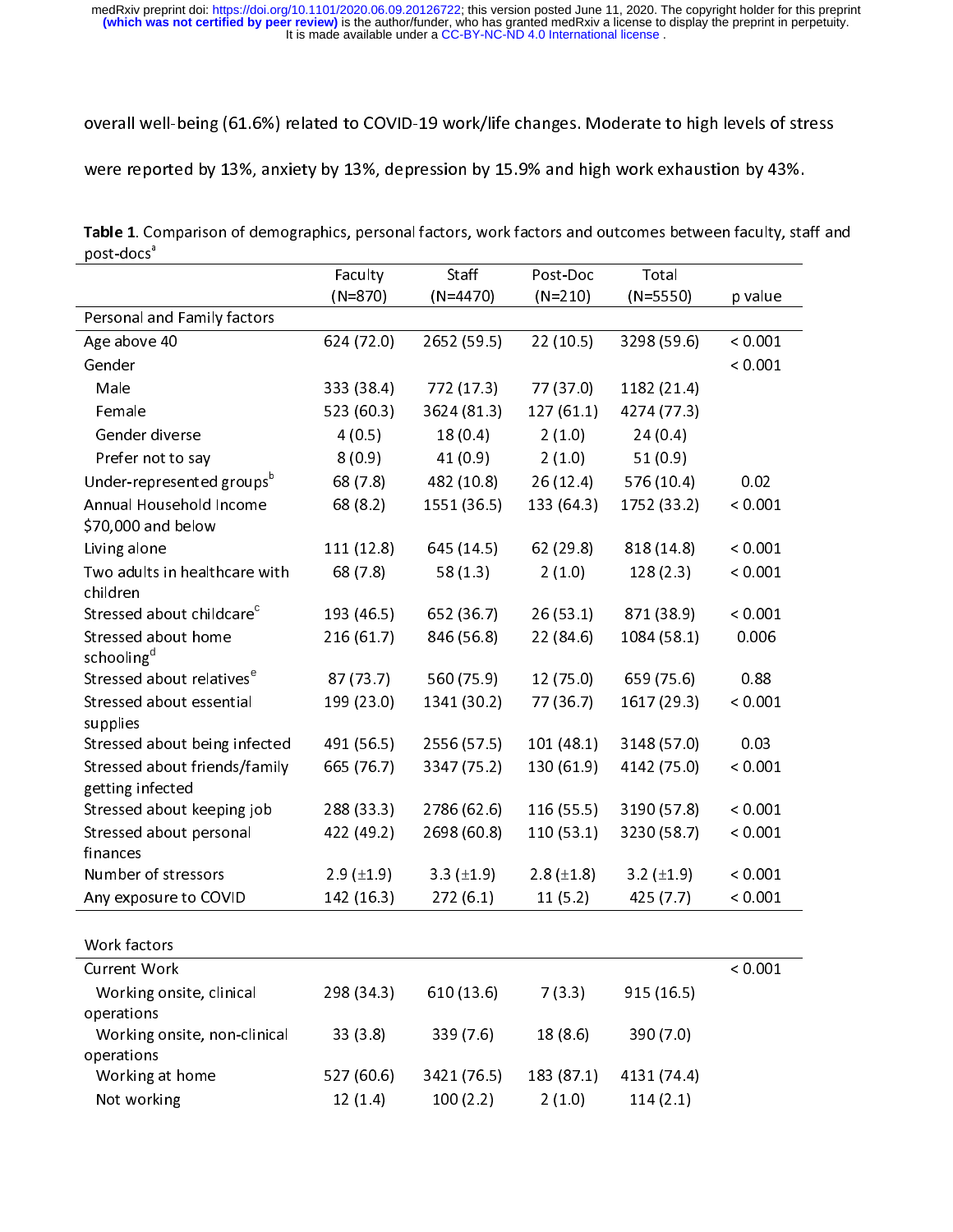overall well-being (61.6%) related to COVID-19 work/life changes. Moderate to high levels of stress were reported by 13%, anxiety by 13%, depression by 15.9% and high work exhaustion by 43%.

**Table 1**. Comparison of demographics, personal factors, work factors and outcomes between faculty, staff and post-docs[a]

| | Faculty (N=870) | Staff (N=4470) | Post-Doc (N=210) | Total (N=5550) | p value |
|---|---|---|---|---|---|
| Personal and Family factors | | | | | |
| Age above 40 | 624 (72.0) | 2652 (59.5) | 22 (10.5) | 3298 (59.6) | < 0.001 |
| Gender | | | | | < 0.001 |
| Male | 333 (38.4) | 772 (17.3) | 77 (37.0) | 1182 (21.4) | |
| Female | 523 (60.3) | 3624 (81.3) | 127 (61.1) | 4274 (77.3) | |
| Gender diverse | 4 (0.5) | 18 (0.4) | 2 (1.0) | 24 (0.4) | |
| Prefer not to say | 8 (0.9) | 41 (0.9) | 2 (1.0) | 51 (0.9) | |
| Under-represented groups[b] | 68 (7.8) | 482 (10.8) | 26 (12.4) | 576 (10.4) | 0.02 |
| Annual Household Income \$70,000 and below | 68 (8.2) | 1551 (36.5) | 133 (64.3) | 1752 (33.2) | < 0.001 |
| Living alone | 111 (12.8) | 645 (14.5) | 62 (29.8) | 818 (14.8) | < 0.001 |
| Two adults in healthcare with children | 68 (7.8) | 58 (1.3) | 2 (1.0) | 128 (2.3) | < 0.001 |
| Stressed about childcare[c] | 193 (46.5) | 652 (36.7) | 26 (53.1) | 871 (38.9) | < 0.001 |
| Stressed about home schooling[d] | 216 (61.7) | 846 (56.8) | 22 (84.6) | 1084 (58.1) | 0.006 |
| Stressed about relatives[e] | 87 (73.7) | 560 (75.9) | 12 (75.0) | 659 (75.6) | 0.88 |
| Stressed about essential supplies | 199 (23.0) | 1341 (30.2) | 77 (36.7) | 1617 (29.3) | < 0.001 |
| Stressed about being infected | 491 (56.5) | 2556 (57.5) | 101 (48.1) | 3148 (57.0) | 0.03 |
| Stressed about friends/family getting infected | 665 (76.7) | 3347 (75.2) | 130 (61.9) | 4142 (75.0) | < 0.001 |
| Stressed about keeping job | 288 (33.3) | 2786 (62.6) | 116 (55.5) | 3190 (57.8) | < 0.001 |
| Stressed about personal finances | 422 (49.2) | 2698 (60.8) | 110 (53.1) | 3230 (58.7) | < 0.001 |
| Number of stressors | 2.9 (±1.9) | 3.3 (±1.9) | 2.8 (±1.8) | 3.2 (±1.9) | < 0.001 |
| Any exposure to COVID | 142 (16.3) | 272 (6.1) | 11 (5.2) | 425 (7.7) | < 0.001 |
| Work factors | | | | | |
| Current Work | | | | | < 0.001 |
| Working onsite, clinical operations | 298 (34.3) | 610 (13.6) | 7 (3.3) | 915 (16.5) | |
| Working onsite, non-clinical operations | 33 (3.8) | 339 (7.6) | 18 (8.6) | 390 (7.0) | |
| Working at home | 527 (60.6) | 3421 (76.5) | 183 (87.1) | 4131 (74.4) | |
| Not working | 12 (1.4) | 100 (2.2) | 2 (1.0) | 114 (2.1) | |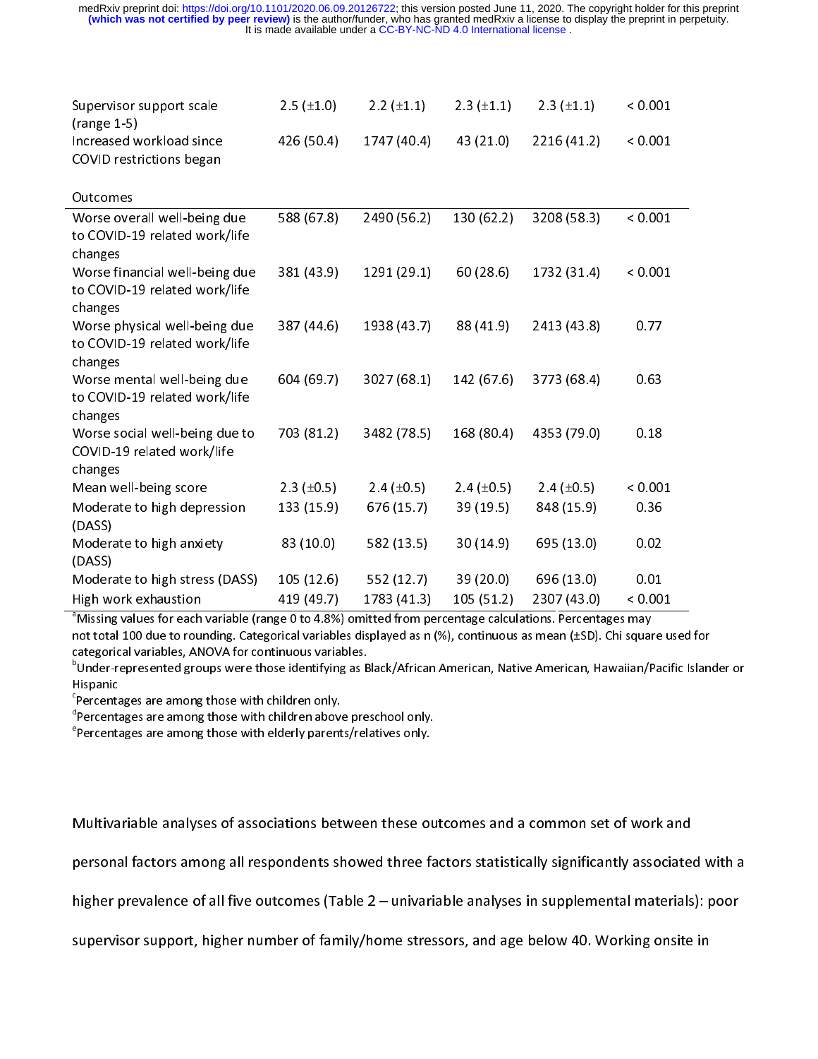| | | | | | |
|---|---|---|---|---|---|
| Supervisor support scale (range 1-5) | 2.5 (±1.0) | 2.2 (±1.1) | 2.3 (±1.1) | 2.3 (±1.1) | < 0.001 |
| Increased workload since COVID restrictions began | 426 (50.4) | 1747 (40.4) | 43 (21.0) | 2216 (41.2) | < 0.001 |
| Outcomes | | | | | |
| Worse overall well-being due to COVID-19 related work/life changes | 588 (67.8) | 2490 (56.2) | 130 (62.2) | 3208 (58.3) | < 0.001 |
| Worse financial well-being due to COVID-19 related work/life changes | 381 (43.9) | 1291 (29.1) | 60 (28.6) | 1732 (31.4) | < 0.001 |
| Worse physical well-being due to COVID-19 related work/life changes | 387 (44.6) | 1938 (43.7) | 88 (41.9) | 2413 (43.8) | 0.77 |
| Worse mental well-being due to COVID-19 related work/life changes | 604 (69.7) | 3027 (68.1) | 142 (67.6) | 3773 (68.4) | 0.63 |
| Worse social well-being due to COVID-19 related work/life changes | 703 (81.2) | 3482 (78.5) | 168 (80.4) | 4353 (79.0) | 0.18 |
| Mean well-being score | 2.3 (±0.5) | 2.4 (±0.5) | 2.4 (±0.5) | 2.4 (±0.5) | < 0.001 |
| Moderate to high depression (DASS) | 133 (15.9) | 676 (15.7) | 39 (19.5) | 848 (15.9) | 0.36 |
| Moderate to high anxiety (DASS) | 83 (10.0) | 582 (13.5) | 30 (14.9) | 695 (13.0) | 0.02 |
| Moderate to high stress (DASS) | 105 (12.6) | 552 (12.7) | 39 (20.0) | 696 (13.0) | 0.01 |
| High work exhaustion | 419 (49.7) | 1783 (41.3) | 105 (51.2) | 2307 (43.0) | < 0.001 |

[a]Missing values for each variable (range 0 to 4.8%) omitted from percentage calculations. Percentages may not total 100 due to rounding. Categorical variables displayed as n (%), continuous as mean (±SD). Chi square used for categorical variables, ANOVA for continuous variables.

[b]Under-represented groups were those identifying as Black/African American, Native American, Hawaiian/Pacific Islander or Hispanic

[c]Percentages are among those with children only.

[d]Percentages are among those with children above preschool only.

[e]Percentages are among those with elderly parents/relatives only.

Multivariable analyses of associations between these outcomes and a common set of work and personal factors among all respondents showed three factors statistically significantly associated with a higher prevalence of all five outcomes (Table 2 – univariable analyses in supplemental materials): poor supervisor support, higher number of family/home stressors, and age below 40. Working onsite in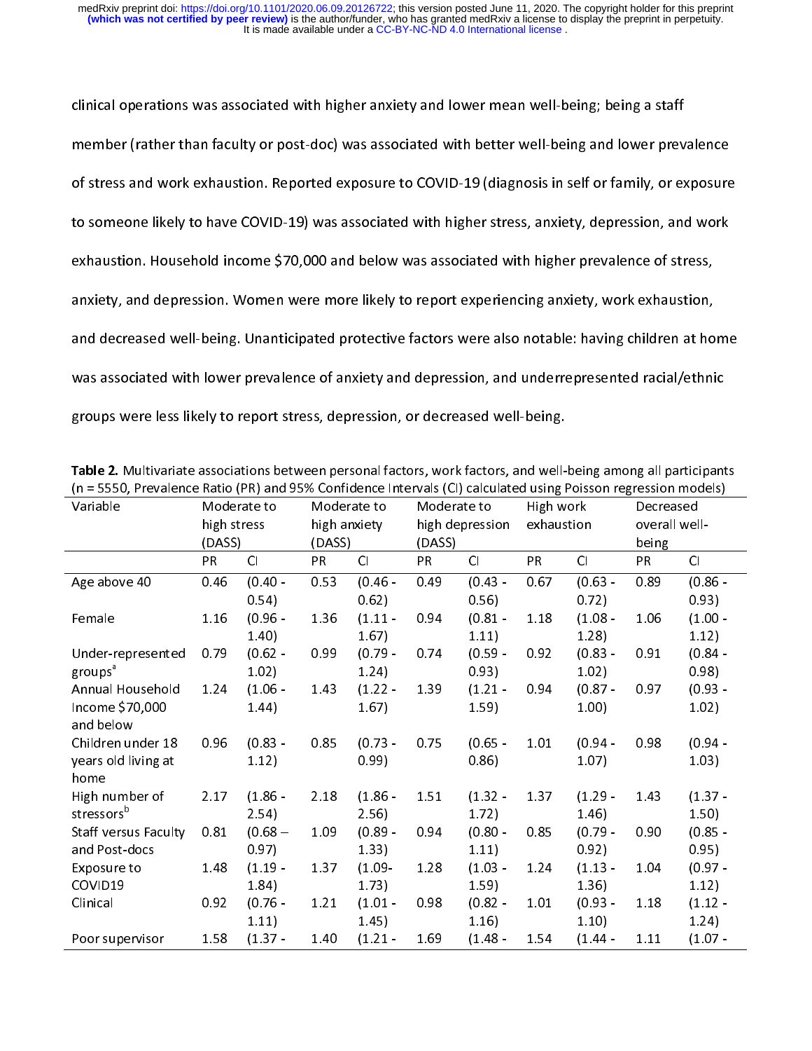clinical operations was associated with higher anxiety and lower mean well-being; being a staff member (rather than faculty or post-doc) was associated with better well-being and lower prevalence of stress and work exhaustion. Reported exposure to COVID-19 (diagnosis in self or family, or exposure to someone likely to have COVID-19) was associated with higher stress, anxiety, depression, and work exhaustion. Household income $70,000 and below was associated with higher prevalence of stress, anxiety, and depression. Women were more likely to report experiencing anxiety, work exhaustion, and decreased well-being. Unanticipated protective factors were also notable: having children at home was associated with lower prevalence of anxiety and depression, and underrepresented racial/ethnic groups were less likely to report stress, depression, or decreased well-being.

**Table 2.** Multivariate associations between personal factors, work factors, and well-being among all participants (n = 5550, Prevalence Ratio (PR) and 95% Confidence Intervals (CI) calculated using Poisson regression models)

| Variable | Moderate to high stress (DASS) | | Moderate to high anxiety (DASS) | | Moderate to high depression (DASS) | | High work exhaustion | | Decreased overall well-being | |
|---|---|---|---|---|---|---|---|---|---|---|
| | PR | CI | PR | CI | PR | CI | PR | CI | PR | CI |
| Age above 40 | 0.46 | (0.40 - 0.54) | 0.53 | (0.46 - 0.62) | 0.49 | (0.43 - 0.56) | 0.67 | (0.63 - 0.72) | 0.89 | (0.86 - 0.93) |
| Female | 1.16 | (0.96 - 1.40) | 1.36 | (1.11 - 1.67) | 0.94 | (0.81 - 1.11) | 1.18 | (1.08 - 1.28) | 1.06 | (1.00 - 1.12) |
| Under-represented groups[a] | 0.79 | (0.62 - 1.02) | 0.99 | (0.79 - 1.24) | 0.74 | (0.59 - 0.93) | 0.92 | (0.83 - 1.02) | 0.91 | (0.84 - 0.98) |
| Annual Household Income $70,000 and below | 1.24 | (1.06 - 1.44) | 1.43 | (1.22 - 1.67) | 1.39 | (1.21 - 1.59) | 0.94 | (0.87 - 1.00) | 0.97 | (0.93 - 1.02) |
| Children under 18 years old living at home | 0.96 | (0.83 - 1.12) | 0.85 | (0.73 - 0.99) | 0.75 | (0.65 - 0.86) | 1.01 | (0.94 - 1.07) | 0.98 | (0.94 - 1.03) |
| High number of stressors[b] | 2.17 | (1.86 - 2.54) | 2.18 | (1.86 - 2.56) | 1.51 | (1.32 - 1.72) | 1.37 | (1.29 - 1.46) | 1.43 | (1.37 - 1.50) |
| Staff versus Faculty and Post-docs | 0.81 | (0.68 – 0.97) | 1.09 | (0.89 - 1.33) | 0.94 | (0.80 - 1.11) | 0.85 | (0.79 - 0.92) | 0.90 | (0.85 - 0.95) |
| Exposure to COVID19 | 1.48 | (1.19 - 1.84) | 1.37 | (1.09- 1.73) | 1.28 | (1.03 - 1.59) | 1.24 | (1.13 - 1.36) | 1.04 | (0.97 - 1.12) |
| Clinical | 0.92 | (0.76 - 1.11) | 1.21 | (1.01 - 1.45) | 0.98 | (0.82 - 1.16) | 1.01 | (0.93 - 1.10) | 1.18 | (1.12 - 1.24) |
| Poor supervisor | 1.58 | (1.37 - | 1.40 | (1.21 - | 1.69 | (1.48 - | 1.54 | (1.44 - | 1.11 | (1.07 - |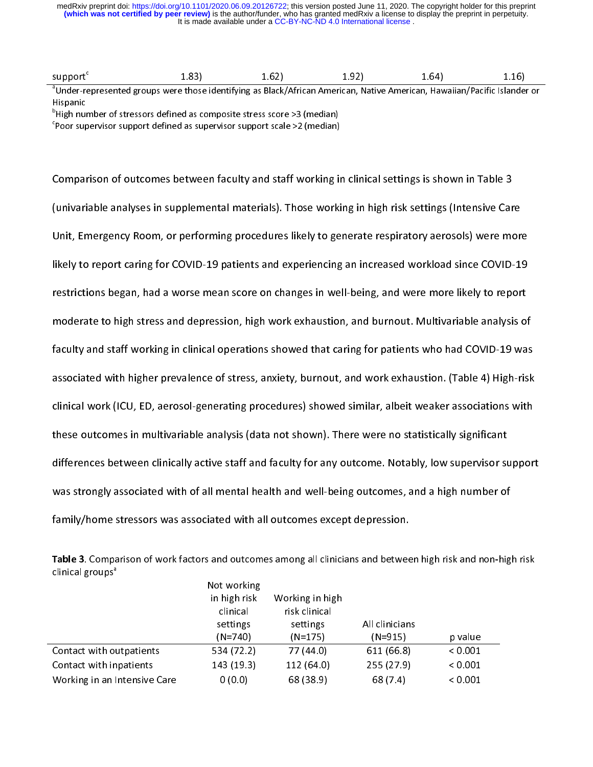| support[c] | 1.83) | 1.62) | 1.92) | 1.64) | 1.16) |
|---|---|---|---|---|---|

[a]Under-represented groups were those identifying as Black/African American, Native American, Hawaiian/Pacific Islander or Hispanic

[b]High number of stressors defined as composite stress score >3 (median)

[c]Poor supervisor support defined as supervisor support scale >2 (median)

Comparison of outcomes between faculty and staff working in clinical settings is shown in Table 3 (univariable analyses in supplemental materials). Those working in high risk settings (Intensive Care Unit, Emergency Room, or performing procedures likely to generate respiratory aerosols) were more likely to report caring for COVID-19 patients and experiencing an increased workload since COVID-19 restrictions began, had a worse mean score on changes in well-being, and were more likely to report moderate to high stress and depression, high work exhaustion, and burnout. Multivariable analysis of faculty and staff working in clinical operations showed that caring for patients who had COVID-19 was associated with higher prevalence of stress, anxiety, burnout, and work exhaustion. (Table 4) High-risk clinical work (ICU, ED, aerosol-generating procedures) showed similar, albeit weaker associations with these outcomes in multivariable analysis (data not shown). There were no statistically significant differences between clinically active staff and faculty for any outcome. Notably, low supervisor support was strongly associated with of all mental health and well-being outcomes, and a high number of family/home stressors was associated with all outcomes except depression.

**Table 3**. Comparison of work factors and outcomes among all clinicians and between high risk and non-high risk clinical groups[a]

| | Not working in high risk clinical settings (N=740) | Working in high risk clinical settings (N=175) | All clinicians (N=915) | p value |
|---|---|---|---|---|
| Contact with outpatients | 534 (72.2) | 77 (44.0) | 611 (66.8) | < 0.001 |
| Contact with inpatients | 143 (19.3) | 112 (64.0) | 255 (27.9) | < 0.001 |
| Working in an Intensive Care | 0 (0.0) | 68 (38.9) | 68 (7.4) | < 0.001 |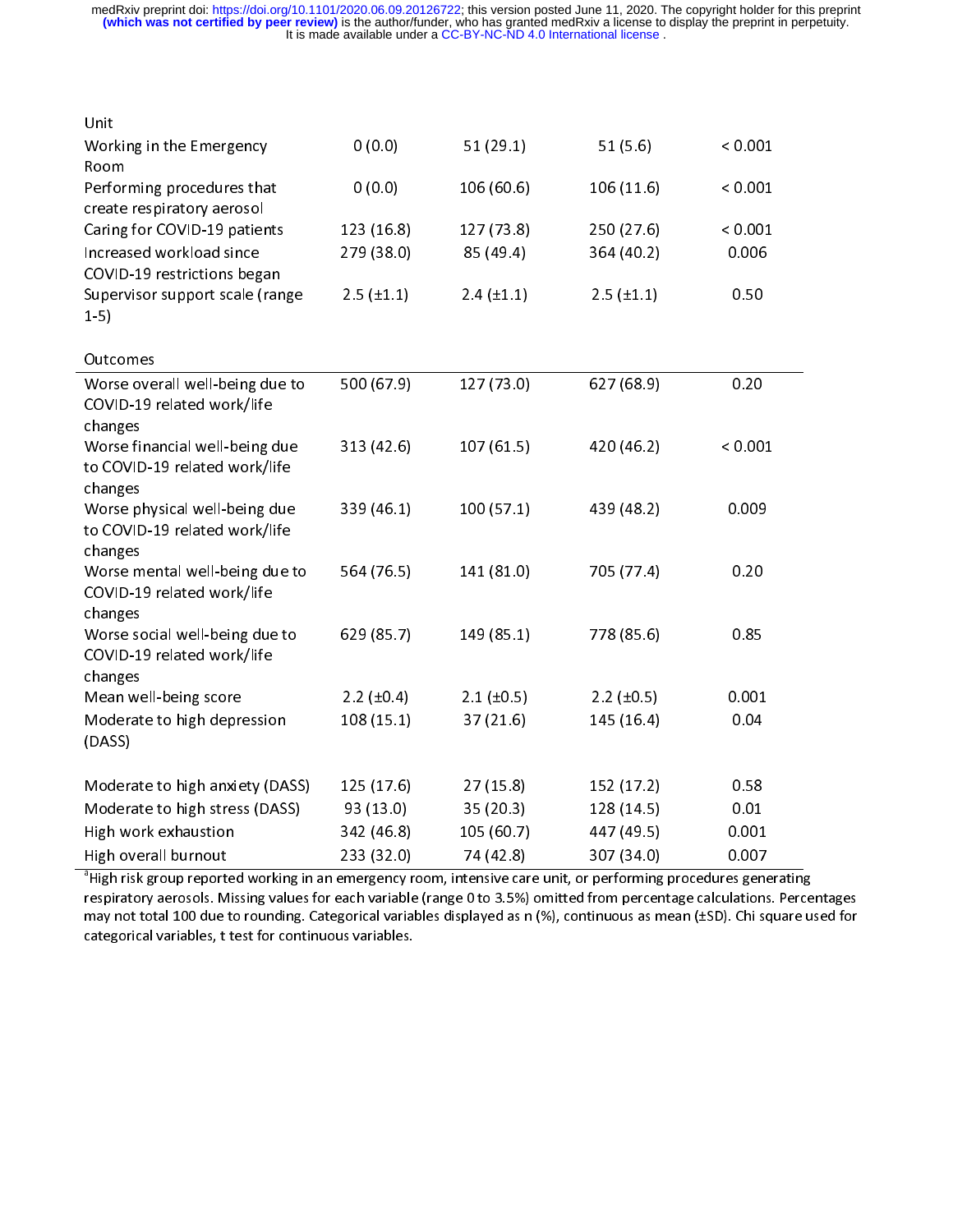| | | | | |
|---|---|---|---|---|
| Unit | | | | |
| Working in the Emergency Room | 0 (0.0) | 51 (29.1) | 51 (5.6) | < 0.001 |
| Performing procedures that create respiratory aerosol | 0 (0.0) | 106 (60.6) | 106 (11.6) | < 0.001 |
| Caring for COVID-19 patients | 123 (16.8) | 127 (73.8) | 250 (27.6) | < 0.001 |
| Increased workload since COVID-19 restrictions began | 279 (38.0) | 85 (49.4) | 364 (40.2) | 0.006 |
| Supervisor support scale (range 1-5) | 2.5 (±1.1) | 2.4 (±1.1) | 2.5 (±1.1) | 0.50 |
| **Outcomes** | | | | |
| Worse overall well-being due to COVID-19 related work/life changes | 500 (67.9) | 127 (73.0) | 627 (68.9) | 0.20 |
| Worse financial well-being due to COVID-19 related work/life changes | 313 (42.6) | 107 (61.5) | 420 (46.2) | < 0.001 |
| Worse physical well-being due to COVID-19 related work/life changes | 339 (46.1) | 100 (57.1) | 439 (48.2) | 0.009 |
| Worse mental well-being due to COVID-19 related work/life changes | 564 (76.5) | 141 (81.0) | 705 (77.4) | 0.20 |
| Worse social well-being due to COVID-19 related work/life changes | 629 (85.7) | 149 (85.1) | 778 (85.6) | 0.85 |
| Mean well-being score | 2.2 (±0.4) | 2.1 (±0.5) | 2.2 (±0.5) | 0.001 |
| Moderate to high depression (DASS) | 108 (15.1) | 37 (21.6) | 145 (16.4) | 0.04 |
| Moderate to high anxiety (DASS) | 125 (17.6) | 27 (15.8) | 152 (17.2) | 0.58 |
| Moderate to high stress (DASS) | 93 (13.0) | 35 (20.3) | 128 (14.5) | 0.01 |
| High work exhaustion | 342 (46.8) | 105 (60.7) | 447 (49.5) | 0.001 |
| High overall burnout | 233 (32.0) | 74 (42.8) | 307 (34.0) | 0.007 |

[a]High risk group reported working in an emergency room, intensive care unit, or performing procedures generating respiratory aerosols. Missing values for each variable (range 0 to 3.5%) omitted from percentage calculations. Percentages may not total 100 due to rounding. Categorical variables displayed as n (%), continuous as mean (±SD). Chi square used for categorical variables, t test for continuous variables.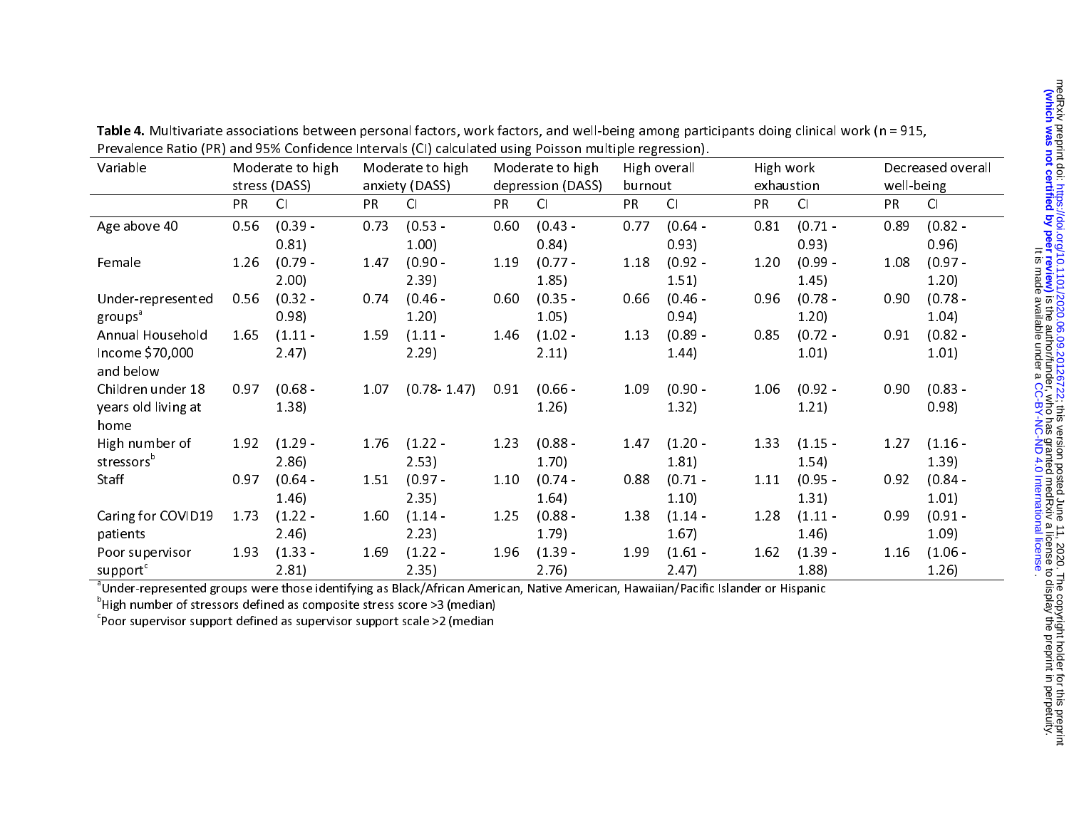**Table 4.** Multivariate associations between personal factors, work factors, and well-being among participants doing clinical work (n = 915, Prevalence Ratio (PR) and 95% Confidence Intervals (CI) calculated using Poisson multiple regression).

| Variable | Moderate to high stress (DASS) | | Moderate to high anxiety (DASS) | | Moderate to high depression (DASS) | | High overall burnout | | High work exhaustion | | Decreased overall well-being | |
|---|---|---|---|---|---|---|---|---|---|---|---|---|
| | PR | CI | PR | CI | PR | CI | PR | CI | PR | CI | PR | CI |
| Age above 40 | 0.56 | (0.39 - 0.81) | 0.73 | (0.53 - 1.00) | 0.60 | (0.43 - 0.84) | 0.77 | (0.64 - 0.93) | 0.81 | (0.71 - 0.93) | 0.89 | (0.82 - 0.96) |
| Female | 1.26 | (0.79 - 2.00) | 1.47 | (0.90 - 2.39) | 1.19 | (0.77 - 1.85) | 1.18 | (0.92 - 1.51) | 1.20 | (0.99 - 1.45) | 1.08 | (0.97 - 1.20) |
| Under-represented groups[a] | 0.56 | (0.32 - 0.98) | 0.74 | (0.46 - 1.20) | 0.60 | (0.35 - 1.05) | 0.66 | (0.46 - 0.94) | 0.96 | (0.78 - 1.20) | 0.90 | (0.78 - 1.04) |
| Annual Household Income $70,000 and below | 1.65 | (1.11 - 2.47) | 1.59 | (1.11 - 2.29) | 1.46 | (1.02 - 2.11) | 1.13 | (0.89 - 1.44) | 0.85 | (0.72 - 1.01) | 0.91 | (0.82 - 1.01) |
| Children under 18 years old living at home | 0.97 | (0.68 - 1.38) | 1.07 | (0.78- 1.47) | 0.91 | (0.66 - 1.26) | 1.09 | (0.90 - 1.32) | 1.06 | (0.92 - 1.21) | 0.90 | (0.83 - 0.98) |
| High number of stressors[b] | 1.92 | (1.29 - 2.86) | 1.76 | (1.22 - 2.53) | 1.23 | (0.88 - 1.70) | 1.47 | (1.20 - 1.81) | 1.33 | (1.15 - 1.54) | 1.27 | (1.16 - 1.39) |
| Staff | 0.97 | (0.64 - 1.46) | 1.51 | (0.97 - 2.35) | 1.10 | (0.74 - 1.64) | 0.88 | (0.71 - 1.10) | 1.11 | (0.95 - 1.31) | 0.92 | (0.84 - 1.01) |
| Caring for COVID19 patients | 1.73 | (1.22 - 2.46) | 1.60 | (1.14 - 2.23) | 1.25 | (0.88 - 1.79) | 1.38 | (1.14 - 1.67) | 1.28 | (1.11 - 1.46) | 0.99 | (0.91 - 1.09) |
| Poor supervisor support[c] | 1.93 | (1.33 - 2.81) | 1.69 | (1.22 - 2.35) | 1.96 | (1.39 - 2.76) | 1.99 | (1.61 - 2.47) | 1.62 | (1.39 - 1.88) | 1.16 | (1.06 - 1.26) |

[a]Under-represented groups were those identifying as Black/African American, Native American, Hawaiian/Pacific Islander or Hispanic

[b]High number of stressors defined as composite stress score >3 (median)

[c]Poor supervisor support defined as supervisor support scale >2 (median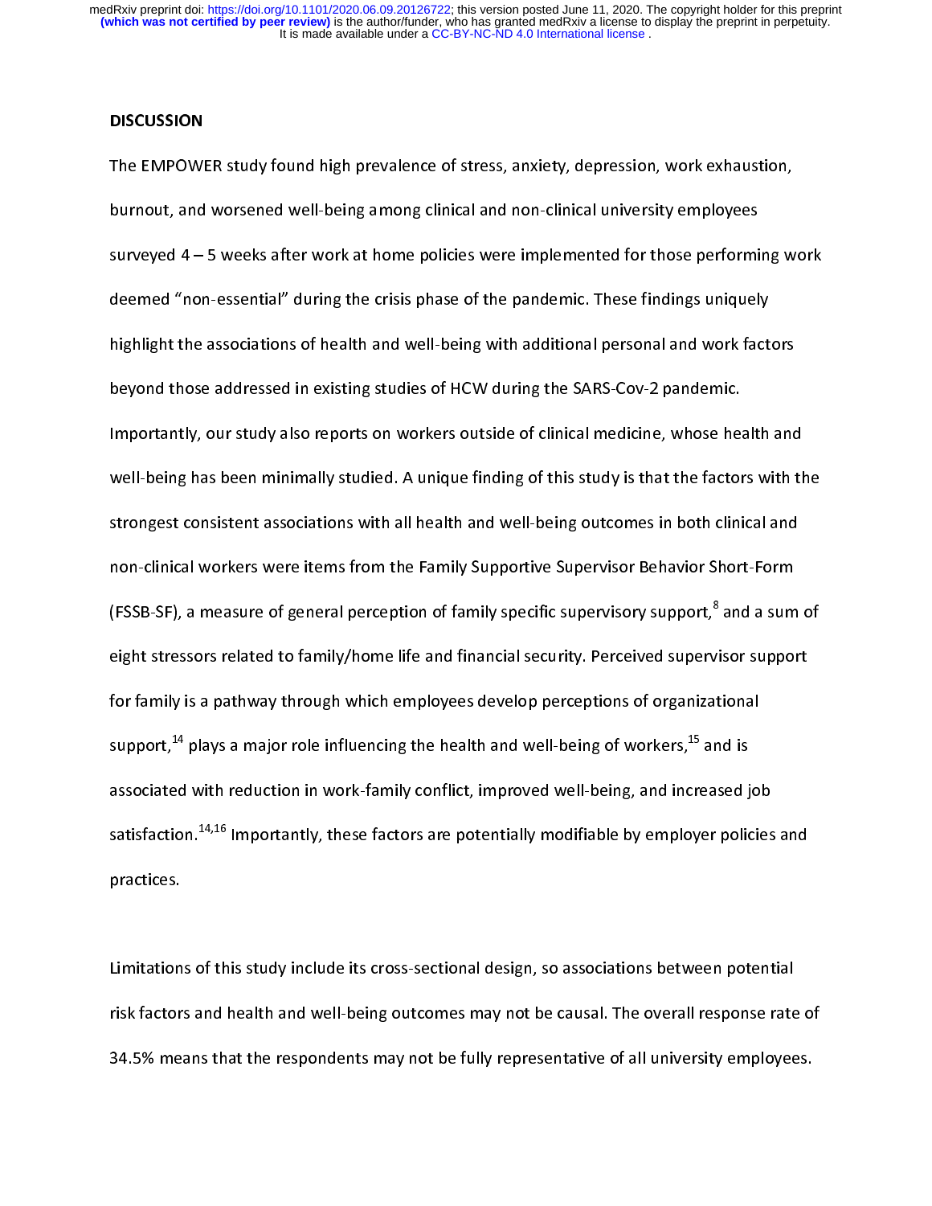## DISCUSSION

The EMPOWER study found high prevalence of stress, anxiety, depression, work exhaustion, burnout, and worsened well-being among clinical and non-clinical university employees surveyed 4 – 5 weeks after work at home policies were implemented for those performing work deemed "non-essential" during the crisis phase of the pandemic. These findings uniquely highlight the associations of health and well-being with additional personal and work factors beyond those addressed in existing studies of HCW during the SARS-Cov-2 pandemic. Importantly, our study also reports on workers outside of clinical medicine, whose health and well-being has been minimally studied. A unique finding of this study is that the factors with the strongest consistent associations with all health and well-being outcomes in both clinical and non-clinical workers were items from the Family Supportive Supervisor Behavior Short-Form (FSSB-SF), a measure of general perception of family specific supervisory support,[8] and a sum of eight stressors related to family/home life and financial security. Perceived supervisor support for family is a pathway through which employees develop perceptions of organizational support,[14] plays a major role influencing the health and well-being of workers,[15] and is associated with reduction in work-family conflict, improved well-being, and increased job satisfaction.[14,16] Importantly, these factors are potentially modifiable by employer policies and practices.

Limitations of this study include its cross-sectional design, so associations between potential risk factors and health and well-being outcomes may not be causal. The overall response rate of 34.5% means that the respondents may not be fully representative of all university employees.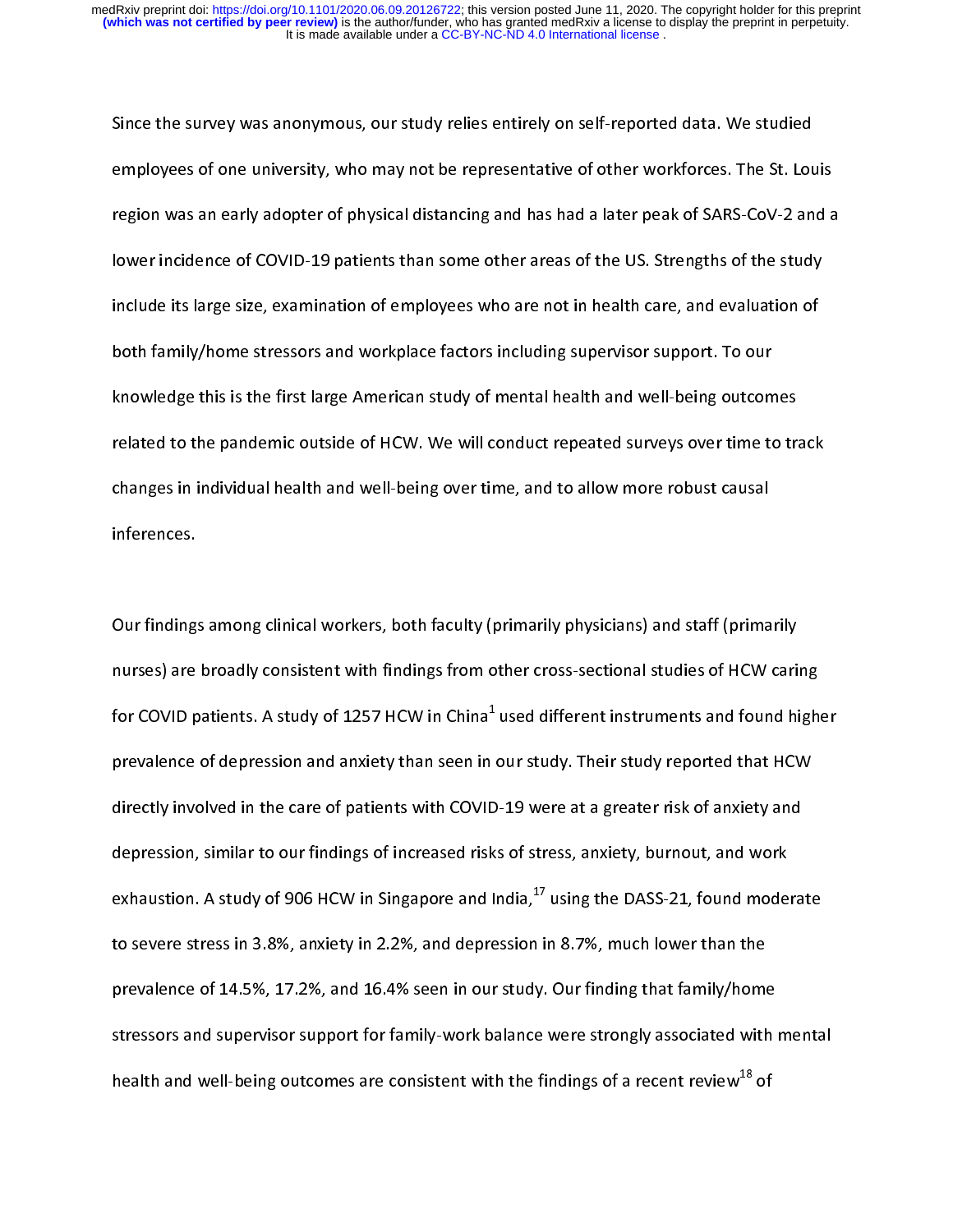Since the survey was anonymous, our study relies entirely on self-reported data. We studied employees of one university, who may not be representative of other workforces. The St. Louis region was an early adopter of physical distancing and has had a later peak of SARS-CoV-2 and a lower incidence of COVID-19 patients than some other areas of the US. Strengths of the study include its large size, examination of employees who are not in health care, and evaluation of both family/home stressors and workplace factors including supervisor support. To our knowledge this is the first large American study of mental health and well-being outcomes related to the pandemic outside of HCW. We will conduct repeated surveys over time to track changes in individual health and well-being over time, and to allow more robust causal inferences.

Our findings among clinical workers, both faculty (primarily physicians) and staff (primarily nurses) are broadly consistent with findings from other cross-sectional studies of HCW caring for COVID patients. A study of 1257 HCW in China[1] used different instruments and found higher prevalence of depression and anxiety than seen in our study. Their study reported that HCW directly involved in the care of patients with COVID-19 were at a greater risk of anxiety and depression, similar to our findings of increased risks of stress, anxiety, burnout, and work exhaustion. A study of 906 HCW in Singapore and India,[17] using the DASS-21, found moderate to severe stress in 3.8%, anxiety in 2.2%, and depression in 8.7%, much lower than the prevalence of 14.5%, 17.2%, and 16.4% seen in our study. Our finding that family/home stressors and supervisor support for family-work balance were strongly associated with mental health and well-being outcomes are consistent with the findings of a recent review[18] of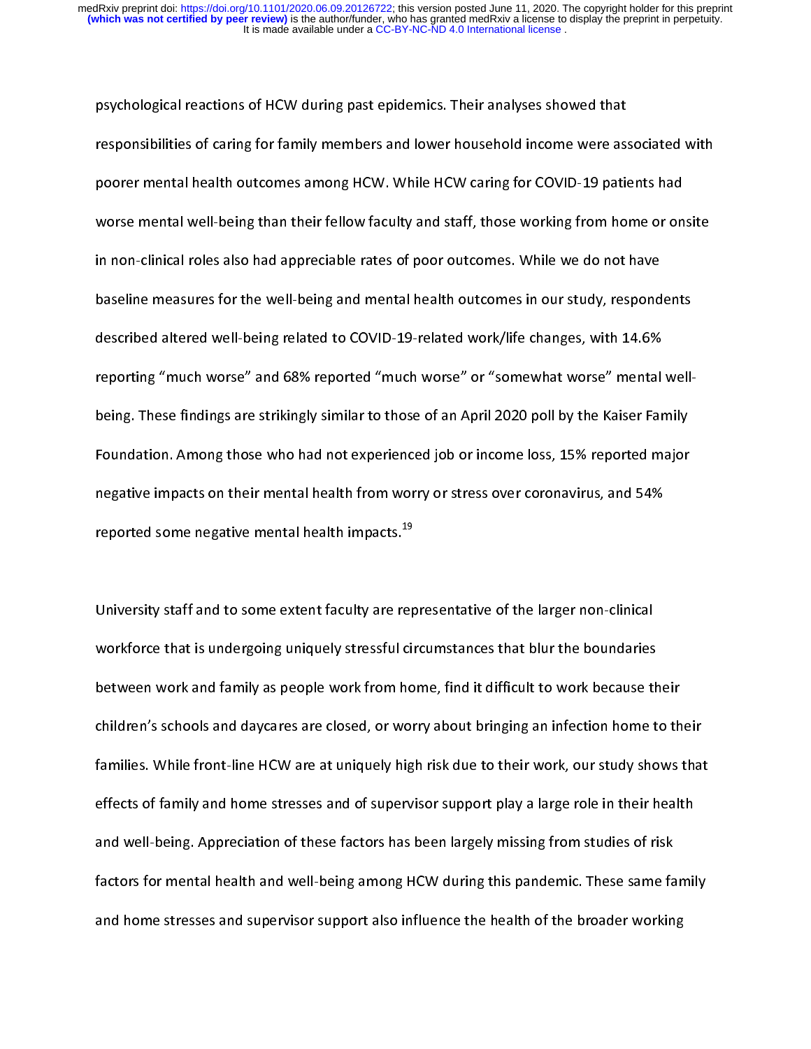psychological reactions of HCW during past epidemics. Their analyses showed that responsibilities of caring for family members and lower household income were associated with poorer mental health outcomes among HCW. While HCW caring for COVID-19 patients had worse mental well-being than their fellow faculty and staff, those working from home or onsite in non-clinical roles also had appreciable rates of poor outcomes. While we do not have baseline measures for the well-being and mental health outcomes in our study, respondents described altered well-being related to COVID-19-related work/life changes, with 14.6% reporting "much worse" and 68% reported "much worse" or "somewhat worse" mental well-being. These findings are strikingly similar to those of an April 2020 poll by the Kaiser Family Foundation. Among those who had not experienced job or income loss, 15% reported major negative impacts on their mental health from worry or stress over coronavirus, and 54% reported some negative mental health impacts.[19]

University staff and to some extent faculty are representative of the larger non-clinical workforce that is undergoing uniquely stressful circumstances that blur the boundaries between work and family as people work from home, find it difficult to work because their children's schools and daycares are closed, or worry about bringing an infection home to their families. While front-line HCW are at uniquely high risk due to their work, our study shows that effects of family and home stresses and of supervisor support play a large role in their health and well-being. Appreciation of these factors has been largely missing from studies of risk factors for mental health and well-being among HCW during this pandemic. These same family and home stresses and supervisor support also influence the health of the broader working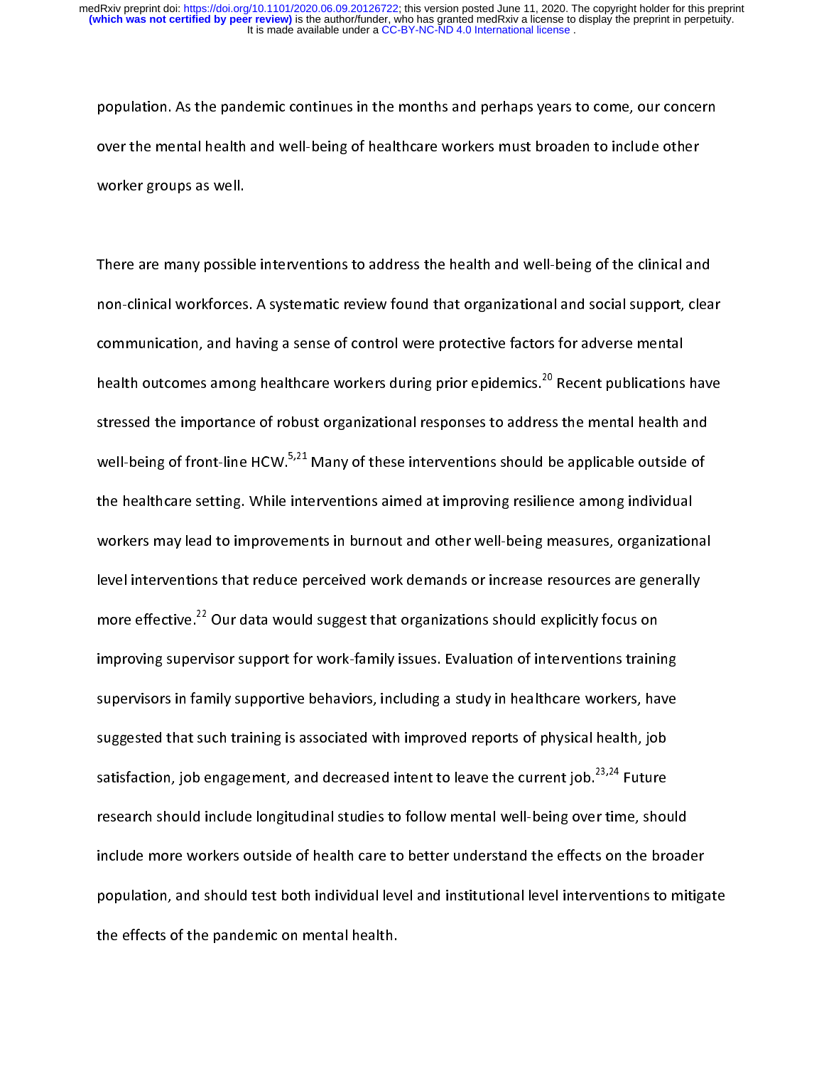population. As the pandemic continues in the months and perhaps years to come, our concern over the mental health and well-being of healthcare workers must broaden to include other worker groups as well.

There are many possible interventions to address the health and well-being of the clinical and non-clinical workforces. A systematic review found that organizational and social support, clear communication, and having a sense of control were protective factors for adverse mental health outcomes among healthcare workers during prior epidemics.[20] Recent publications have stressed the importance of robust organizational responses to address the mental health and well-being of front-line HCW.[5,21] Many of these interventions should be applicable outside of the healthcare setting. While interventions aimed at improving resilience among individual workers may lead to improvements in burnout and other well-being measures, organizational level interventions that reduce perceived work demands or increase resources are generally more effective.[22] Our data would suggest that organizations should explicitly focus on improving supervisor support for work-family issues. Evaluation of interventions training supervisors in family supportive behaviors, including a study in healthcare workers, have suggested that such training is associated with improved reports of physical health, job satisfaction, job engagement, and decreased intent to leave the current job.[23,24] Future research should include longitudinal studies to follow mental well-being over time, should include more workers outside of health care to better understand the effects on the broader population, and should test both individual level and institutional level interventions to mitigate the effects of the pandemic on mental health.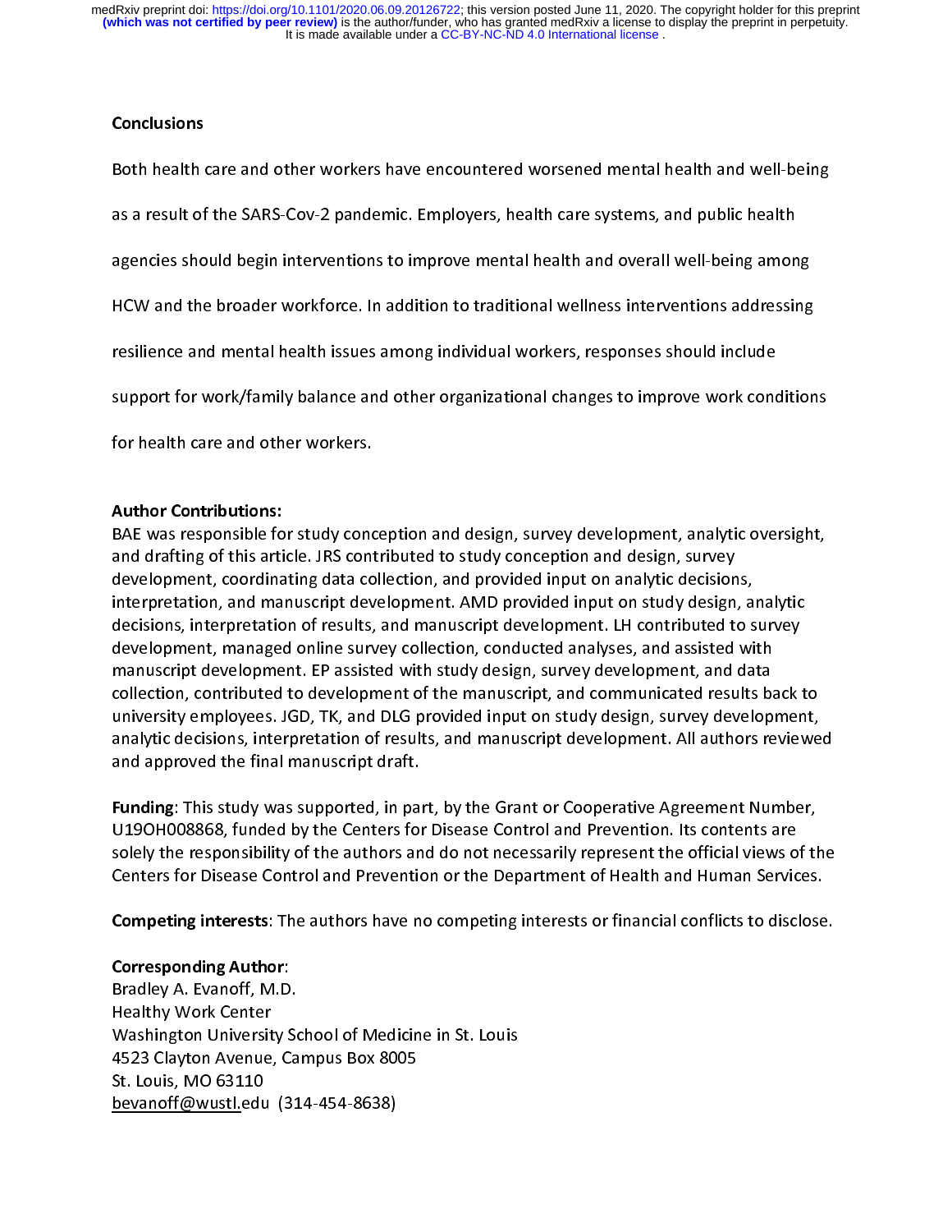**Conclusions**

Both health care and other workers have encountered worsened mental health and well-being as a result of the SARS-Cov-2 pandemic. Employers, health care systems, and public health agencies should begin interventions to improve mental health and overall well-being among HCW and the broader workforce. In addition to traditional wellness interventions addressing resilience and mental health issues among individual workers, responses should include support for work/family balance and other organizational changes to improve work conditions for health care and other workers.

**Author Contributions:**
BAE was responsible for study conception and design, survey development, analytic oversight, and drafting of this article. JRS contributed to study conception and design, survey development, coordinating data collection, and provided input on analytic decisions, interpretation, and manuscript development. AMD provided input on study design, analytic decisions, interpretation of results, and manuscript development. LH contributed to survey development, managed online survey collection, conducted analyses, and assisted with manuscript development. EP assisted with study design, survey development, and data collection, contributed to development of the manuscript, and communicated results back to university employees. JGD, TK, and DLG provided input on study design, survey development, analytic decisions, interpretation of results, and manuscript development. All authors reviewed and approved the final manuscript draft.

**Funding**: This study was supported, in part, by the Grant or Cooperative Agreement Number, U19OH008868, funded by the Centers for Disease Control and Prevention. Its contents are solely the responsibility of the authors and do not necessarily represent the official views of the Centers for Disease Control and Prevention or the Department of Health and Human Services.

**Competing interests**: The authors have no competing interests or financial conflicts to disclose.

**Corresponding Author**:
Bradley A. Evanoff, M.D.
Healthy Work Center
Washington University School of Medicine in St. Louis
4523 Clayton Avenue, Campus Box 8005
St. Louis, MO 63110
bevanoff@wustl.edu (314-454-8638)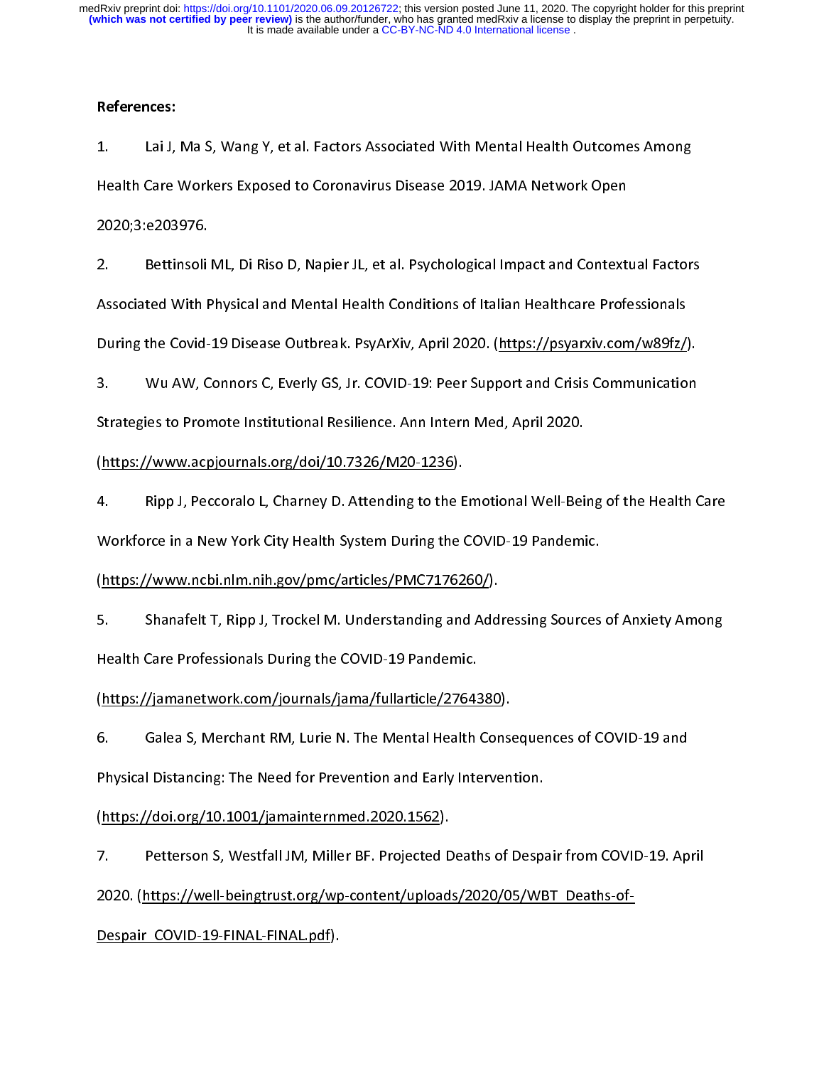**References:**

1. Lai J, Ma S, Wang Y, et al. Factors Associated With Mental Health Outcomes Among Health Care Workers Exposed to Coronavirus Disease 2019. JAMA Network Open 2020;3:e203976.

2. Bettinsoli ML, Di Riso D, Napier JL, et al. Psychological Impact and Contextual Factors Associated With Physical and Mental Health Conditions of Italian Healthcare Professionals During the Covid-19 Disease Outbreak. PsyArXiv, April 2020. (https://psyarxiv.com/w89fz/).

3. Wu AW, Connors C, Everly GS, Jr. COVID-19: Peer Support and Crisis Communication Strategies to Promote Institutional Resilience. Ann Intern Med, April 2020. (https://www.acpjournals.org/doi/10.7326/M20-1236).

4. Ripp J, Peccoralo L, Charney D. Attending to the Emotional Well-Being of the Health Care Workforce in a New York City Health System During the COVID-19 Pandemic. (https://www.ncbi.nlm.nih.gov/pmc/articles/PMC7176260/).

5. Shanafelt T, Ripp J, Trockel M. Understanding and Addressing Sources of Anxiety Among Health Care Professionals During the COVID-19 Pandemic. (https://jamanetwork.com/journals/jama/fullarticle/2764380).

6. Galea S, Merchant RM, Lurie N. The Mental Health Consequences of COVID-19 and Physical Distancing: The Need for Prevention and Early Intervention. (https://doi.org/10.1001/jamainternmed.2020.1562).

7. Petterson S, Westfall JM, Miller BF. Projected Deaths of Despair from COVID-19. April 2020. (https://well-beingtrust.org/wp-content/uploads/2020/05/WBT_Deaths-of-Despair_COVID-19-FINAL-FINAL.pdf).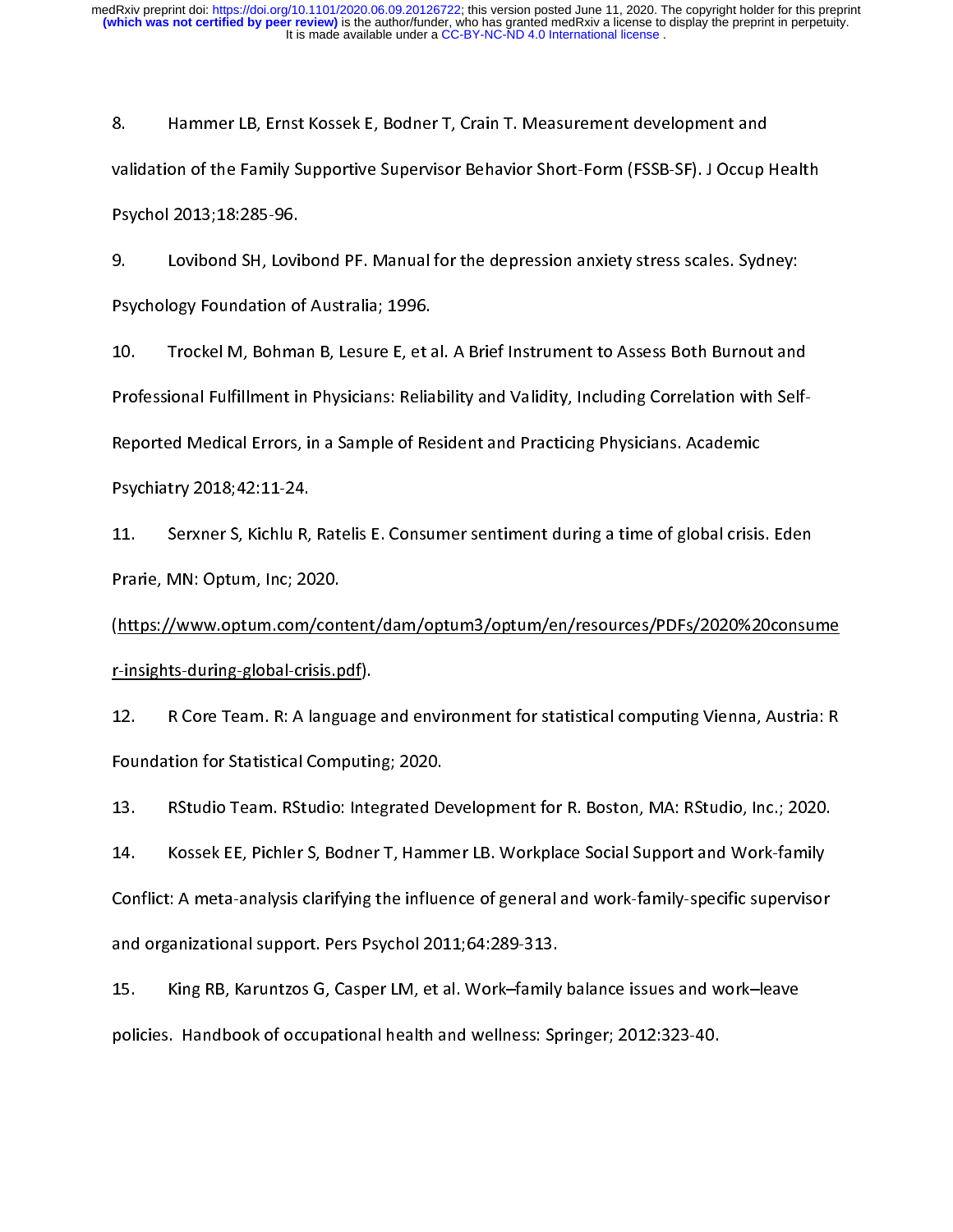8. Hammer LB, Ernst Kossek E, Bodner T, Crain T. Measurement development and validation of the Family Supportive Supervisor Behavior Short-Form (FSSB-SF). J Occup Health Psychol 2013;18:285-96.

9. Lovibond SH, Lovibond PF. Manual for the depression anxiety stress scales. Sydney: Psychology Foundation of Australia; 1996.

10. Trockel M, Bohman B, Lesure E, et al. A Brief Instrument to Assess Both Burnout and Professional Fulfillment in Physicians: Reliability and Validity, Including Correlation with Self-Reported Medical Errors, in a Sample of Resident and Practicing Physicians. Academic Psychiatry 2018;42:11-24.

11. Serxner S, Kichlu R, Ratelis E. Consumer sentiment during a time of global crisis. Eden Prarie, MN: Optum, Inc; 2020. (https://www.optum.com/content/dam/optum3/optum/en/resources/PDFs/2020%20consumer-insights-during-global-crisis.pdf).

12. R Core Team. R: A language and environment for statistical computing Vienna, Austria: R Foundation for Statistical Computing; 2020.

13. RStudio Team. RStudio: Integrated Development for R. Boston, MA: RStudio, Inc.; 2020.

14. Kossek EE, Pichler S, Bodner T, Hammer LB. Workplace Social Support and Work-family Conflict: A meta-analysis clarifying the influence of general and work-family-specific supervisor and organizational support. Pers Psychol 2011;64:289-313.

15. King RB, Karuntzos G, Casper LM, et al. Work–family balance issues and work–leave policies. Handbook of occupational health and wellness: Springer; 2012:323-40.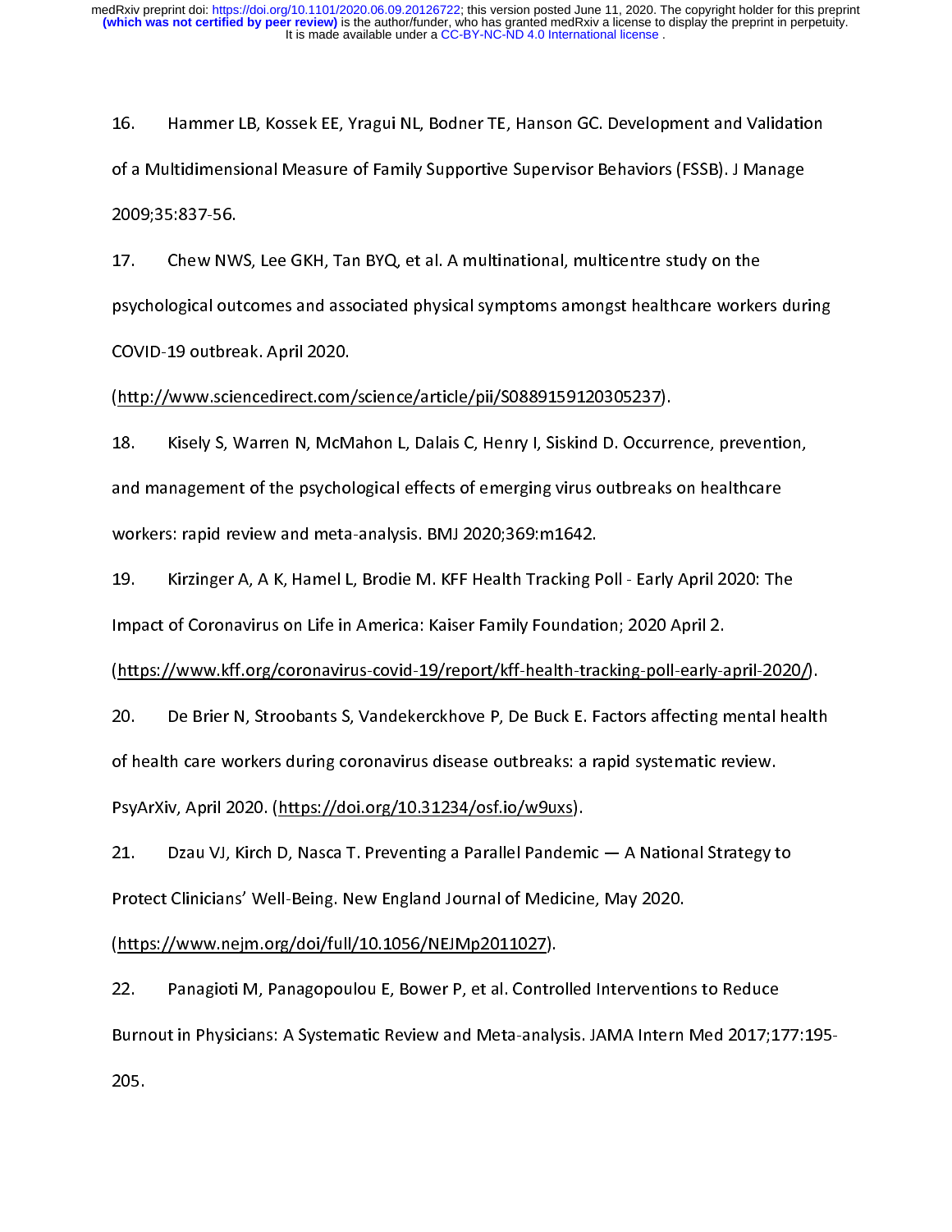16. Hammer LB, Kossek EE, Yragui NL, Bodner TE, Hanson GC. Development and Validation of a Multidimensional Measure of Family Supportive Supervisor Behaviors (FSSB). J Manage 2009;35:837-56.

17. Chew NWS, Lee GKH, Tan BYQ, et al. A multinational, multicentre study on the psychological outcomes and associated physical symptoms amongst healthcare workers during COVID-19 outbreak. April 2020. (http://www.sciencedirect.com/science/article/pii/S0889159120305237).

18. Kisely S, Warren N, McMahon L, Dalais C, Henry I, Siskind D. Occurrence, prevention, and management of the psychological effects of emerging virus outbreaks on healthcare workers: rapid review and meta-analysis. BMJ 2020;369:m1642.

19. Kirzinger A, A K, Hamel L, Brodie M. KFF Health Tracking Poll - Early April 2020: The Impact of Coronavirus on Life in America: Kaiser Family Foundation; 2020 April 2. (https://www.kff.org/coronavirus-covid-19/report/kff-health-tracking-poll-early-april-2020/).

20. De Brier N, Stroobants S, Vandekerckhove P, De Buck E. Factors affecting mental health of health care workers during coronavirus disease outbreaks: a rapid systematic review. PsyArXiv, April 2020. (https://doi.org/10.31234/osf.io/w9uxs).

21. Dzau VJ, Kirch D, Nasca T. Preventing a Parallel Pandemic — A National Strategy to Protect Clinicians' Well-Being. New England Journal of Medicine, May 2020. (https://www.nejm.org/doi/full/10.1056/NEJMp2011027).

22. Panagioti M, Panagopoulou E, Bower P, et al. Controlled Interventions to Reduce Burnout in Physicians: A Systematic Review and Meta-analysis. JAMA Intern Med 2017;177:195-205.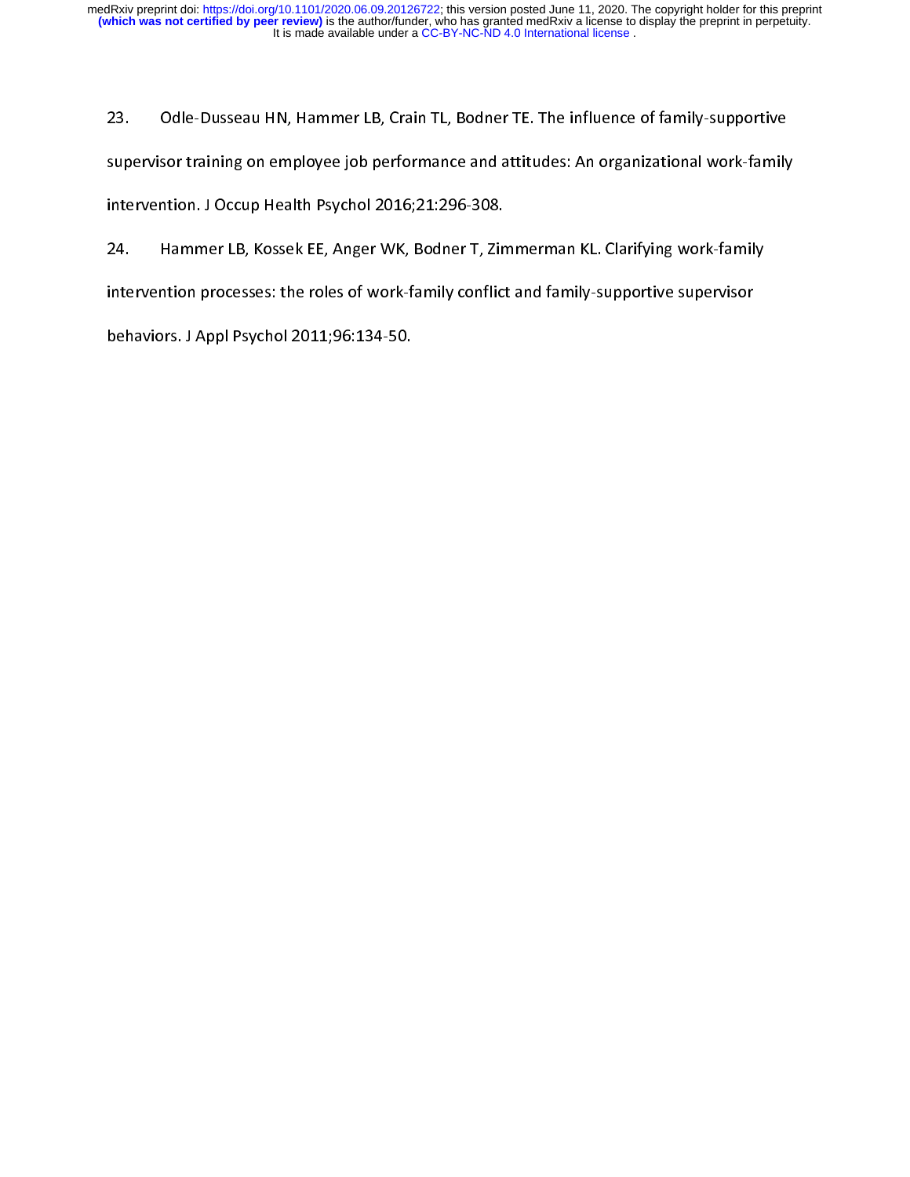23. Odle-Dusseau HN, Hammer LB, Crain TL, Bodner TE. The influence of family-supportive supervisor training on employee job performance and attitudes: An organizational work-family intervention. J Occup Health Psychol 2016;21:296-308.

24. Hammer LB, Kossek EE, Anger WK, Bodner T, Zimmerman KL. Clarifying work-family intervention processes: the roles of work-family conflict and family-supportive supervisor behaviors. J Appl Psychol 2011;96:134-50.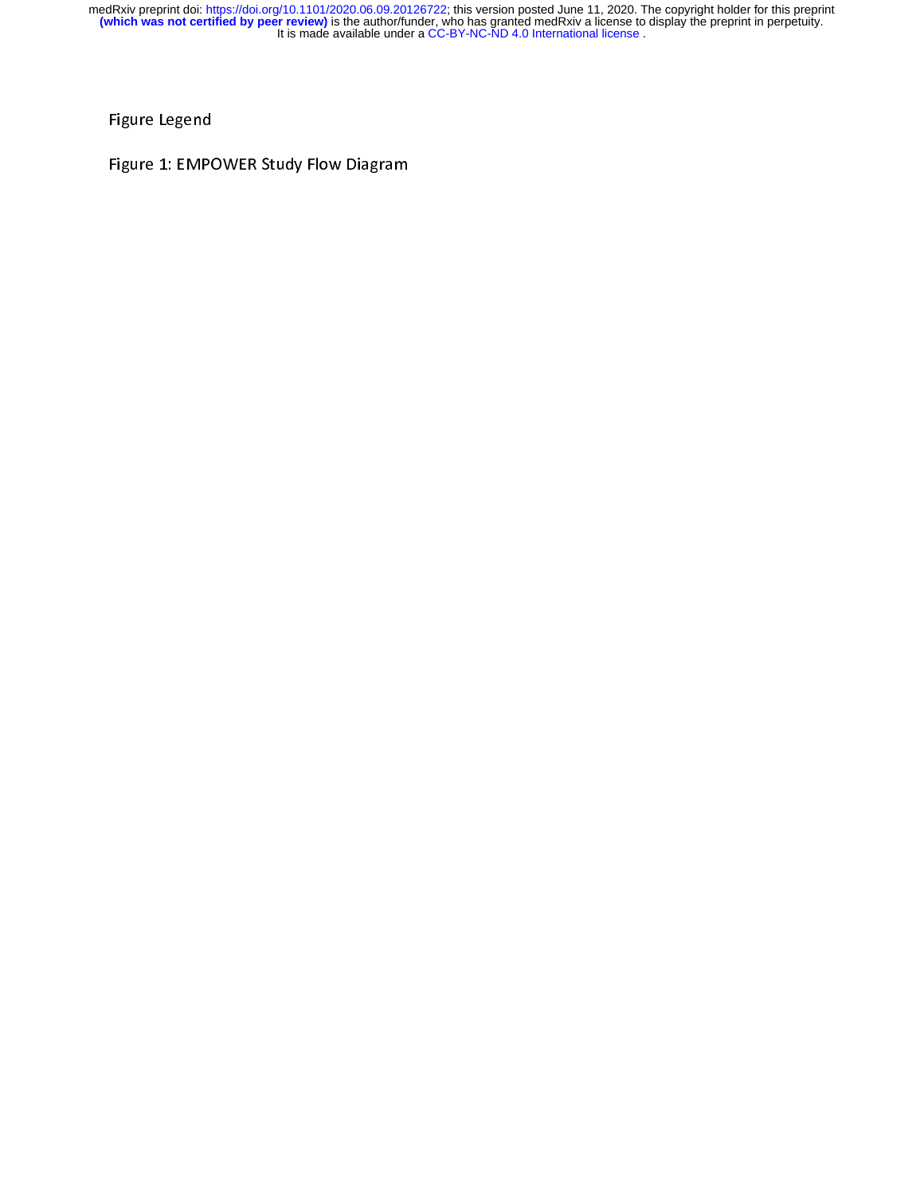Figure Legend

Figure 1: EMPOWER Study Flow Diagram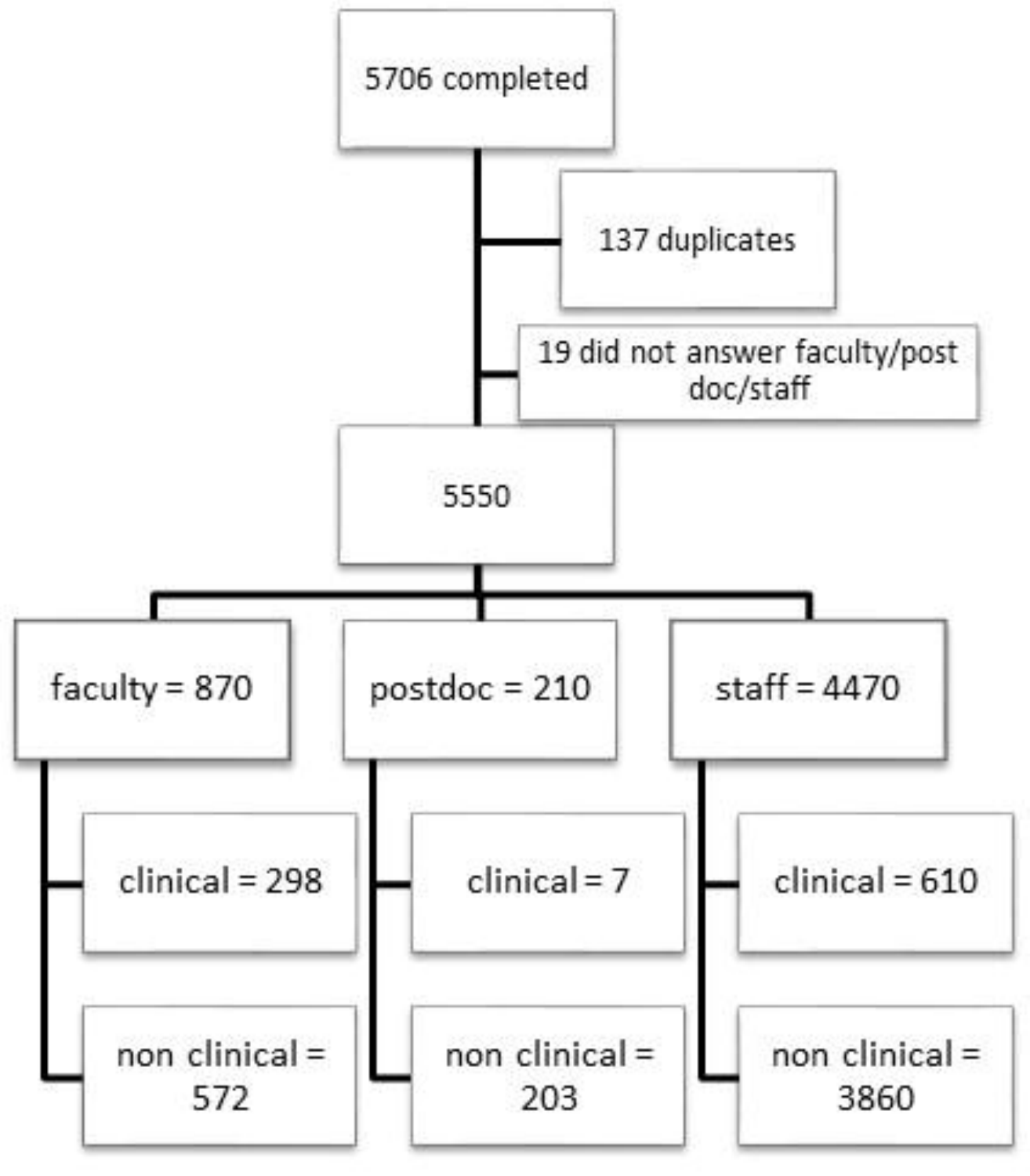5706 completed

137 duplicates

19 did not answer faculty/post doc/staff

5550

faculty = 870

postdoc = 210

staff = 4470

clinical = 298

non clinical = 572

clinical = 7

non clinical = 203

clinical = 610

non clinical = 3860